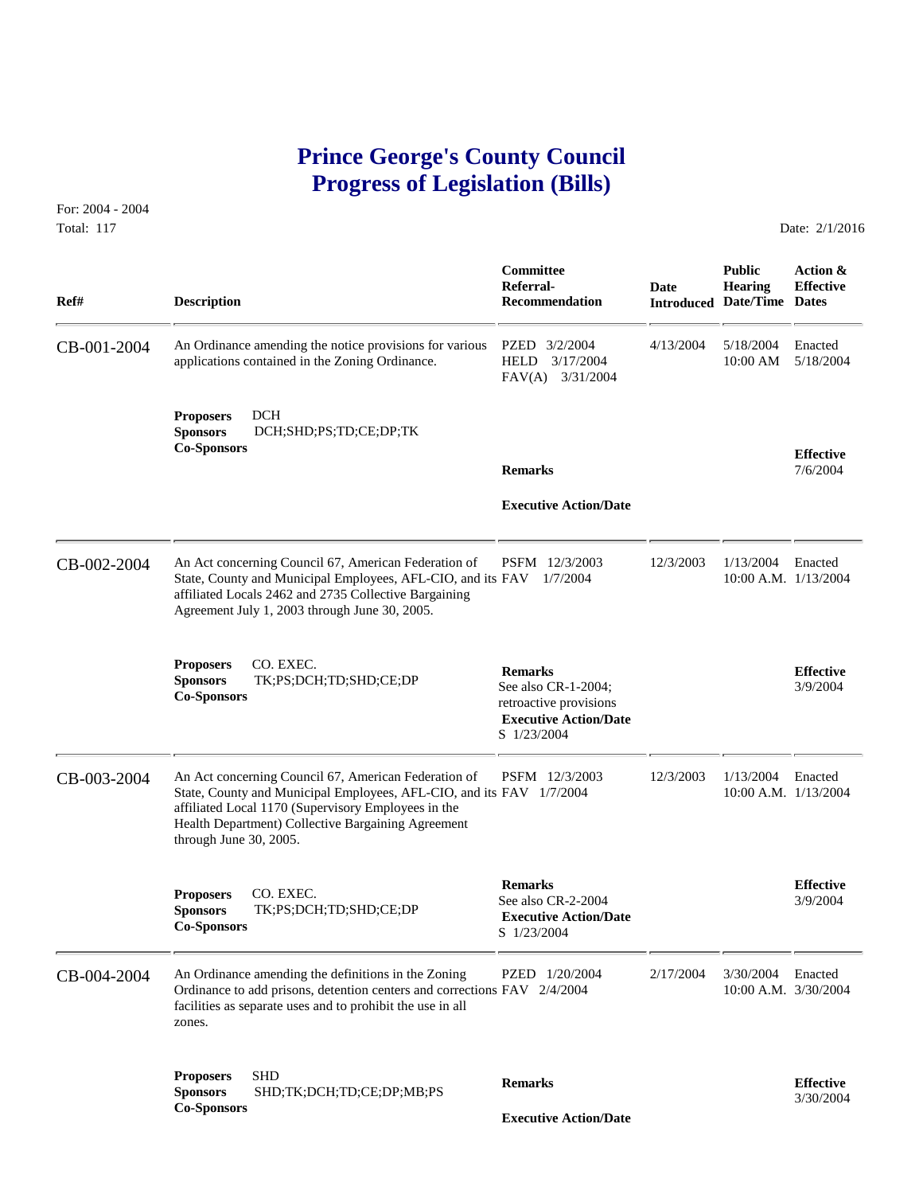# Prince George's County Council
# Progress of Legislation (Bills)

For: 2004 - 2004
Total: 117

Date: 2/1/2016

| Ref# | Description | Committee Referral-Recommendation | Date Introduced | Public Hearing Date/Time | Action & Effective Dates |
|---|---|---|---|---|---|
| CB-001-2004 | An Ordinance amending the notice provisions for various applications contained in the Zoning Ordinance. | PZED 3/2/2004<br>HELD 3/17/2004<br>FAV(A) 3/31/2004 | 4/13/2004 | 5/18/2004<br>10:00 AM | Enacted<br>5/18/2004 |
| | **Proposers** DCH<br>**Sponsors** DCH;SHD;PS;TD;CE;DP;TK<br>**Co-Sponsors** | **Remarks**<br><br>**Executive Action/Date** | | | **Effective**<br>7/6/2004 |
| CB-002-2004 | An Act concerning Council 67, American Federation of State, County and Municipal Employees, AFL-CIO, and its affiliated Locals 2462 and 2735 Collective Bargaining Agreement July 1, 2003 through June 30, 2005. | PSFM 12/3/2003<br>FAV 1/7/2004 | 12/3/2003 | 1/13/2004<br>10:00 A.M. | Enacted<br>1/13/2004 |
| | **Proposers** CO. EXEC.<br>**Sponsors** TK;PS;DCH;TD;SHD;CE;DP<br>**Co-Sponsors** | **Remarks**<br>See also CR-1-2004; retroactive provisions<br>**Executive Action/Date**<br>S 1/23/2004 | | | **Effective**<br>3/9/2004 |
| CB-003-2004 | An Act concerning Council 67, American Federation of State, County and Municipal Employees, AFL-CIO, and its affiliated Local 1170 (Supervisory Employees in the Health Department) Collective Bargaining Agreement through June 30, 2005. | PSFM 12/3/2003<br>FAV 1/7/2004 | 12/3/2003 | 1/13/2004<br>10:00 A.M. | Enacted<br>1/13/2004 |
| | **Proposers** CO. EXEC.<br>**Sponsors** TK;PS;DCH;TD;SHD;CE;DP<br>**Co-Sponsors** | **Remarks**<br>See also CR-2-2004<br>**Executive Action/Date**<br>S 1/23/2004 | | | **Effective**<br>3/9/2004 |
| CB-004-2004 | An Ordinance amending the definitions in the Zoning Ordinance to add prisons, detention centers and corrections facilities as separate uses and to prohibit the use in all zones. | PZED 1/20/2004<br>FAV 2/4/2004 | 2/17/2004 | 3/30/2004<br>10:00 A.M. | Enacted<br>3/30/2004 |
| | **Proposers** SHD<br>**Sponsors** SHD;TK;DCH;TD;CE;DP;MB;PS<br>**Co-Sponsors** | **Remarks**<br><br>**Executive Action/Date** | | | **Effective**<br>3/30/2004 |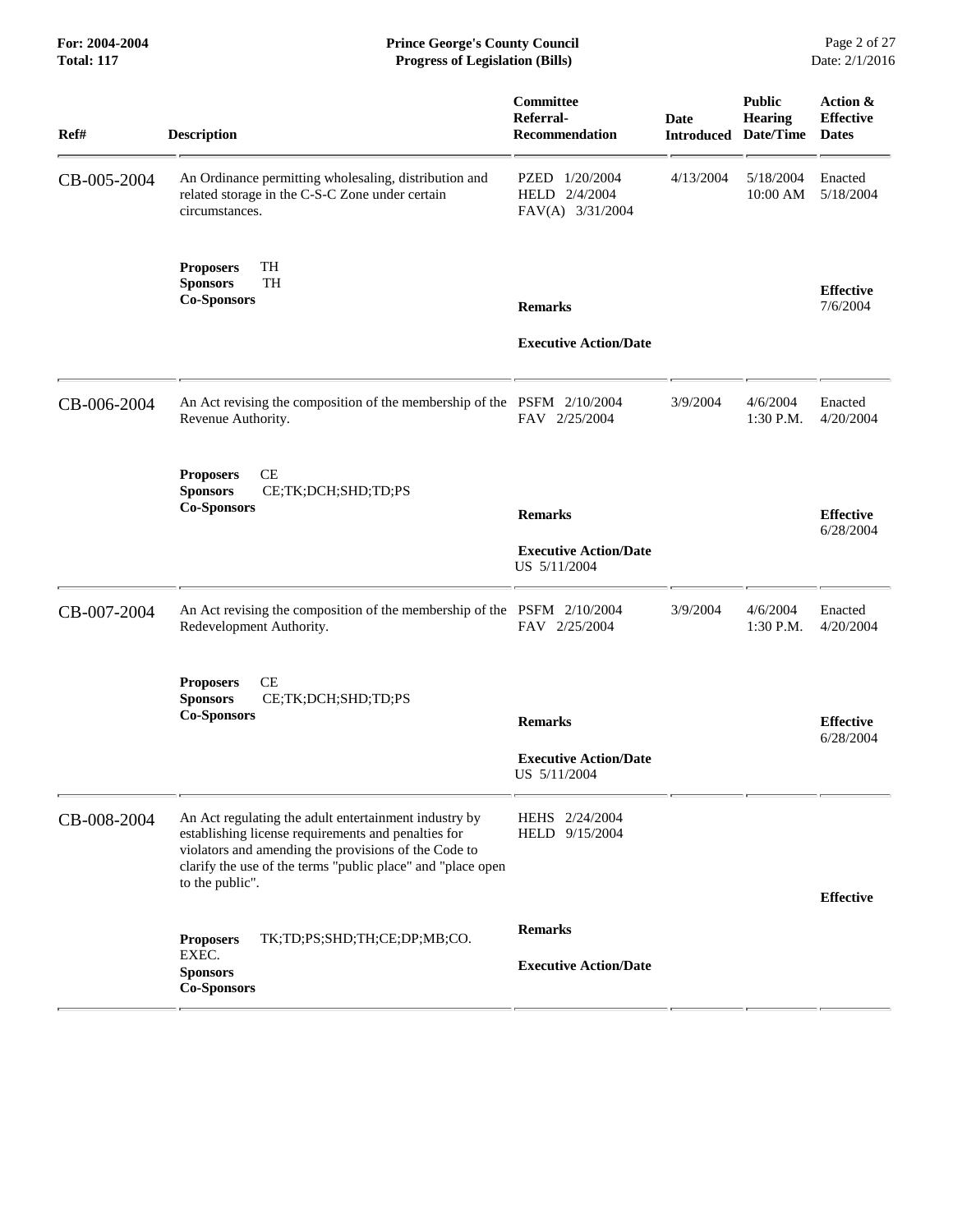| Ref# | Description | Committee Referral-Recommendation | Date Introduced | Public Hearing Date/Time | Action & Effective Dates |
|---|---|---|---|---|---|
| CB-005-2004 | An Ordinance permitting wholesaling, distribution and related storage in the C-S-C Zone under certain circumstances. | PZED 1/20/2004<br>HELD 2/4/2004<br>FAV(A) 3/31/2004 | 4/13/2004 | 5/18/2004<br>10:00 AM | Enacted<br>5/18/2004 |
| | **Proposers** TH<br>**Sponsors** TH<br>**Co-Sponsors** | **Remarks**<br><br>**Executive Action/Date** | | | **Effective**<br>7/6/2004 |
| CB-006-2004 | An Act revising the composition of the membership of the Revenue Authority. | PSFM 2/10/2004<br>FAV 2/25/2004 | 3/9/2004 | 4/6/2004<br>1:30 P.M. | Enacted<br>4/20/2004 |
| | **Proposers** CE<br>**Sponsors** CE;TK;DCH;SHD;TD;PS<br>**Co-Sponsors** | **Remarks**<br><br>**Executive Action/Date**<br>US 5/11/2004 | | | **Effective**<br>6/28/2004 |
| CB-007-2004 | An Act revising the composition of the membership of the Redevelopment Authority. | PSFM 2/10/2004<br>FAV 2/25/2004 | 3/9/2004 | 4/6/2004<br>1:30 P.M. | Enacted<br>4/20/2004 |
| | **Proposers** CE<br>**Sponsors** CE;TK;DCH;SHD;TD;PS<br>**Co-Sponsors** | **Remarks**<br><br>**Executive Action/Date**<br>US 5/11/2004 | | | **Effective**<br>6/28/2004 |
| CB-008-2004 | An Act regulating the adult entertainment industry by establishing license requirements and penalties for violators and amending the provisions of the Code to clarify the use of the terms "public place" and "place open to the public". | HEHS 2/24/2004<br>HELD 9/15/2004 | | | |
| | **Proposers** TK;TD;PS;SHD;TH;CE;DP;MB;CO. EXEC.<br>**Sponsors**<br>**Co-Sponsors** | **Remarks**<br><br>**Executive Action/Date** | | | **Effective** |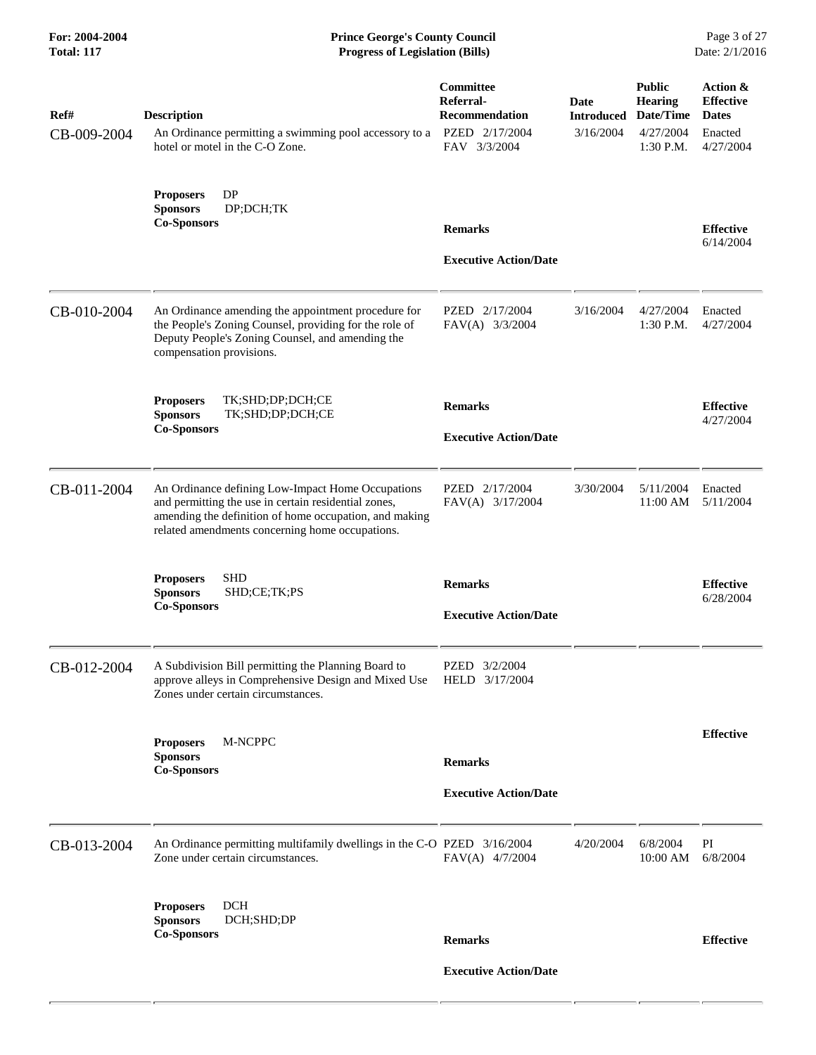| Ref# | Description | Committee Referral-Recommendation | Date Introduced | Public Hearing Date/Time | Action & Effective Dates |
|---|---|---|---|---|---|
| CB-009-2004 | An Ordinance permitting a swimming pool accessory to a hotel or motel in the C-O Zone. | PZED 2/17/2004<br>FAV 3/3/2004 | 3/16/2004 | 4/27/2004<br>1:30 P.M. | Enacted<br>4/27/2004 |
| | **Proposers** DP<br>**Sponsors** DP;DCH;TK<br>**Co-Sponsors** | **Remarks**<br><br>**Executive Action/Date** | | | **Effective**<br>6/14/2004 |
| CB-010-2004 | An Ordinance amending the appointment procedure for the People's Zoning Counsel, providing for the role of Deputy People's Zoning Counsel, and amending the compensation provisions. | PZED 2/17/2004<br>FAV(A) 3/3/2004 | 3/16/2004 | 4/27/2004<br>1:30 P.M. | Enacted<br>4/27/2004 |
| | **Proposers** TK;SHD;DP;DCH;CE<br>**Sponsors** TK;SHD;DP;DCH;CE<br>**Co-Sponsors** | **Remarks**<br><br>**Executive Action/Date** | | | **Effective**<br>4/27/2004 |
| CB-011-2004 | An Ordinance defining Low-Impact Home Occupations and permitting the use in certain residential zones, amending the definition of home occupation, and making related amendments concerning home occupations. | PZED 2/17/2004<br>FAV(A) 3/17/2004 | 3/30/2004 | 5/11/2004<br>11:00 AM | Enacted<br>5/11/2004 |
| | **Proposers** SHD<br>**Sponsors** SHD;CE;TK;PS<br>**Co-Sponsors** | **Remarks**<br><br>**Executive Action/Date** | | | **Effective**<br>6/28/2004 |
| CB-012-2004 | A Subdivision Bill permitting the Planning Board to approve alleys in Comprehensive Design and Mixed Use Zones under certain circumstances. | PZED 3/2/2004<br>HELD 3/17/2004 | | | |
| | **Proposers** M-NCPPC<br>**Sponsors**<br>**Co-Sponsors** | **Remarks**<br><br>**Executive Action/Date** | | | **Effective** |
| CB-013-2004 | An Ordinance permitting multifamily dwellings in the C-O Zone under certain circumstances. | PZED 3/16/2004<br>FAV(A) 4/7/2004 | 4/20/2004 | 6/8/2004<br>10:00 AM | PI<br>6/8/2004 |
| | **Proposers** DCH<br>**Sponsors** DCH;SHD;DP<br>**Co-Sponsors** | **Remarks**<br><br>**Executive Action/Date** | | | **Effective** |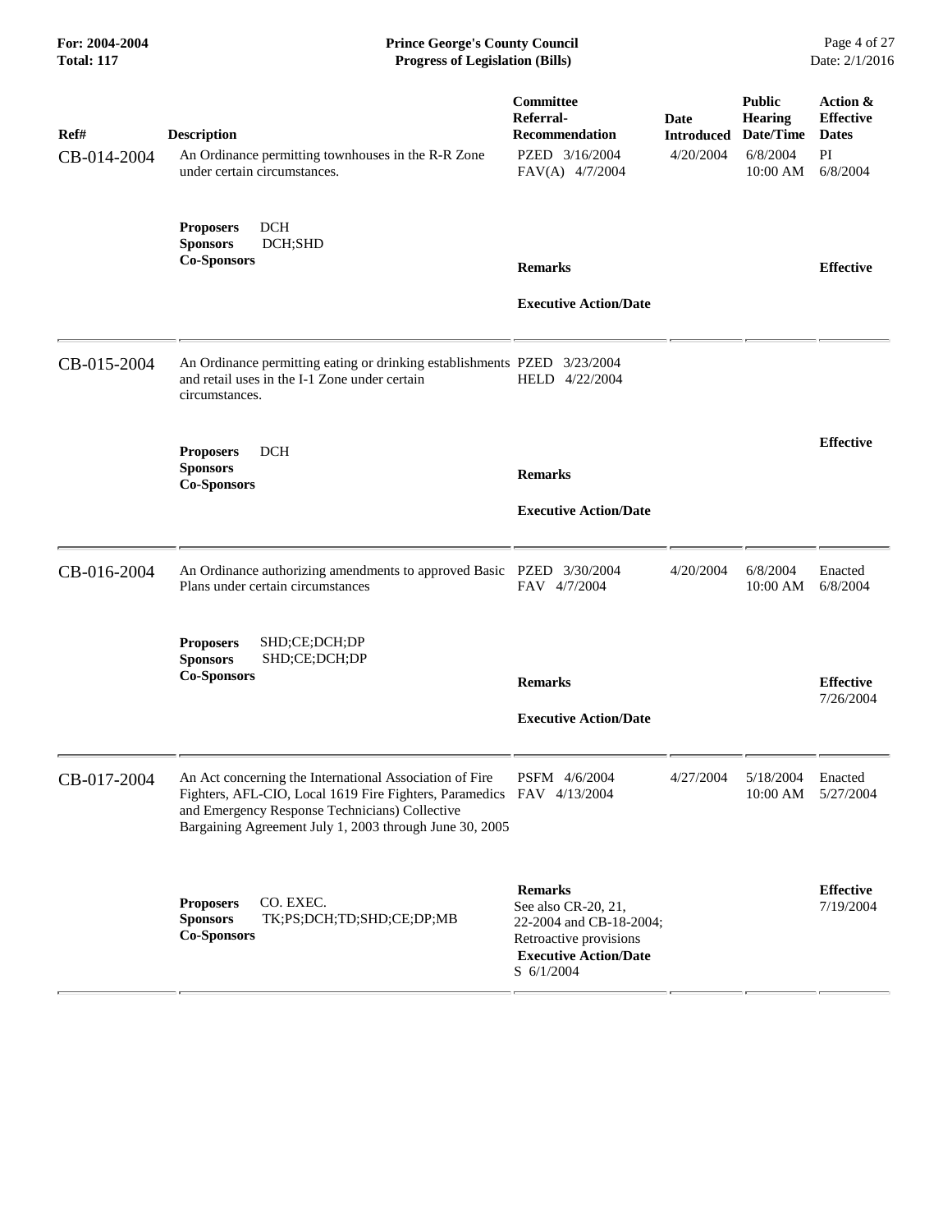| Ref# | Description | Committee Referral-Recommendation | Date Introduced | Public Hearing Date/Time | Action & Effective Dates |
|---|---|---|---|---|---|
| CB-014-2004 | An Ordinance permitting townhouses in the R-R Zone under certain circumstances. | PZED 3/16/2004<br>FAV(A) 4/7/2004 | 4/20/2004 | 6/8/2004<br>10:00 AM | PI<br>6/8/2004 |
| | **Proposers** DCH<br>**Sponsors** DCH;SHD<br>**Co-Sponsors** | **Remarks**<br><br>**Executive Action/Date** | | | **Effective** |
| CB-015-2004 | An Ordinance permitting eating or drinking establishments and retail uses in the I-1 Zone under certain circumstances. | PZED 3/23/2004<br>HELD 4/22/2004 | | | |
| | **Proposers** DCH<br>**Sponsors**<br>**Co-Sponsors** | **Remarks**<br><br>**Executive Action/Date** | | | **Effective** |
| CB-016-2004 | An Ordinance authorizing amendments to approved Basic Plans under certain circumstances | PZED 3/30/2004<br>FAV 4/7/2004 | 4/20/2004 | 6/8/2004<br>10:00 AM | Enacted<br>6/8/2004 |
| | **Proposers** SHD;CE;DCH;DP<br>**Sponsors** SHD;CE;DCH;DP<br>**Co-Sponsors** | **Remarks**<br><br>**Executive Action/Date** | | | **Effective**<br>7/26/2004 |
| CB-017-2004 | An Act concerning the International Association of Fire Fighters, AFL-CIO, Local 1619 Fire Fighters, Paramedics and Emergency Response Technicians) Collective Bargaining Agreement July 1, 2003 through June 30, 2005 | PSFM 4/6/2004<br>FAV 4/13/2004 | 4/27/2004 | 5/18/2004<br>10:00 AM | Enacted<br>5/27/2004 |
| | **Proposers** CO. EXEC.<br>**Sponsors** TK;PS;DCH;TD;SHD;CE;DP;MB<br>**Co-Sponsors** | **Remarks**<br>See also CR-20, 21, 22-2004 and CB-18-2004; Retroactive provisions<br>**Executive Action/Date**<br>S 6/1/2004 | | | **Effective**<br>7/19/2004 |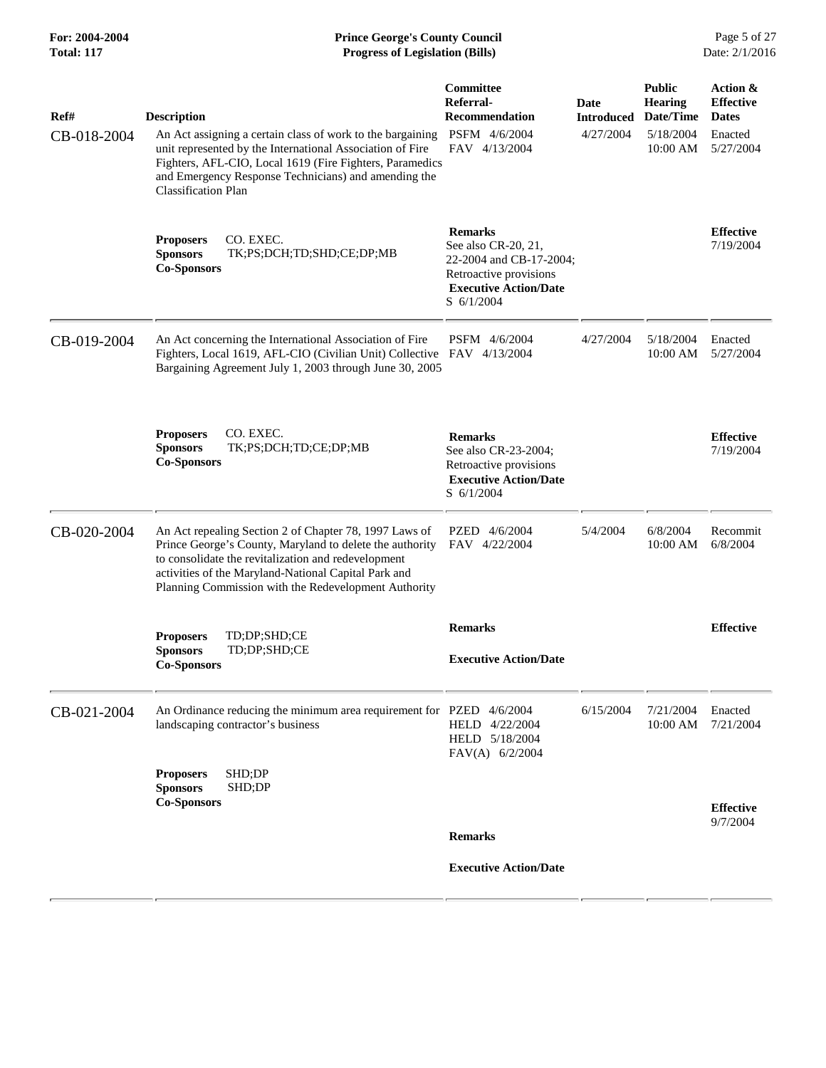| Ref# | Description | Committee Referral-Recommendation | Date Introduced | Public Hearing Date/Time | Action & Effective Dates |
|---|---|---|---|---|---|
| CB-018-2004 | An Act assigning a certain class of work to the bargaining unit represented by the International Association of Fire Fighters, AFL-CIO, Local 1619 (Fire Fighters, Paramedics and Emergency Response Technicians) and amending the Classification Plan | PSFM 4/6/2004<br>FAV 4/13/2004 | 4/27/2004 | 5/18/2004<br>10:00 AM | Enacted<br>5/27/2004 |
| | **Proposers** CO. EXEC.<br>**Sponsors** TK;PS;DCH;TD;SHD;CE;DP;MB<br>**Co-Sponsors** | **Remarks**<br>See also CR-20, 21, 22-2004 and CB-17-2004; Retroactive provisions<br>**Executive Action/Date**<br>S 6/1/2004 | | | **Effective**<br>7/19/2004 |
| CB-019-2004 | An Act concerning the International Association of Fire Fighters, Local 1619, AFL-CIO (Civilian Unit) Collective Bargaining Agreement July 1, 2003 through June 30, 2005 | PSFM 4/6/2004<br>FAV 4/13/2004 | 4/27/2004 | 5/18/2004<br>10:00 AM | Enacted<br>5/27/2004 |
| | **Proposers** CO. EXEC.<br>**Sponsors** TK;PS;DCH;TD;CE;DP;MB<br>**Co-Sponsors** | **Remarks**<br>See also CR-23-2004; Retroactive provisions<br>**Executive Action/Date**<br>S 6/1/2004 | | | **Effective**<br>7/19/2004 |
| CB-020-2004 | An Act repealing Section 2 of Chapter 78, 1997 Laws of Prince George's County, Maryland to delete the authority to consolidate the revitalization and redevelopment activities of the Maryland-National Capital Park and Planning Commission with the Redevelopment Authority | PZED 4/6/2004<br>FAV 4/22/2004 | 5/4/2004 | 6/8/2004<br>10:00 AM | Recommit<br>6/8/2004 |
| | **Proposers** TD;DP;SHD;CE<br>**Sponsors** TD;DP;SHD;CE<br>**Co-Sponsors** | **Remarks**<br>**Executive Action/Date** | | | **Effective** |
| CB-021-2004 | An Ordinance reducing the minimum area requirement for landscaping contractor's business | PZED 4/6/2004<br>HELD 4/22/2004<br>HELD 5/18/2004<br>FAV(A) 6/2/2004 | 6/15/2004 | 7/21/2004<br>10:00 AM | Enacted<br>7/21/2004 |
| | **Proposers** SHD;DP<br>**Sponsors** SHD;DP<br>**Co-Sponsors** | **Remarks**<br>**Executive Action/Date** | | | **Effective**<br>9/7/2004 |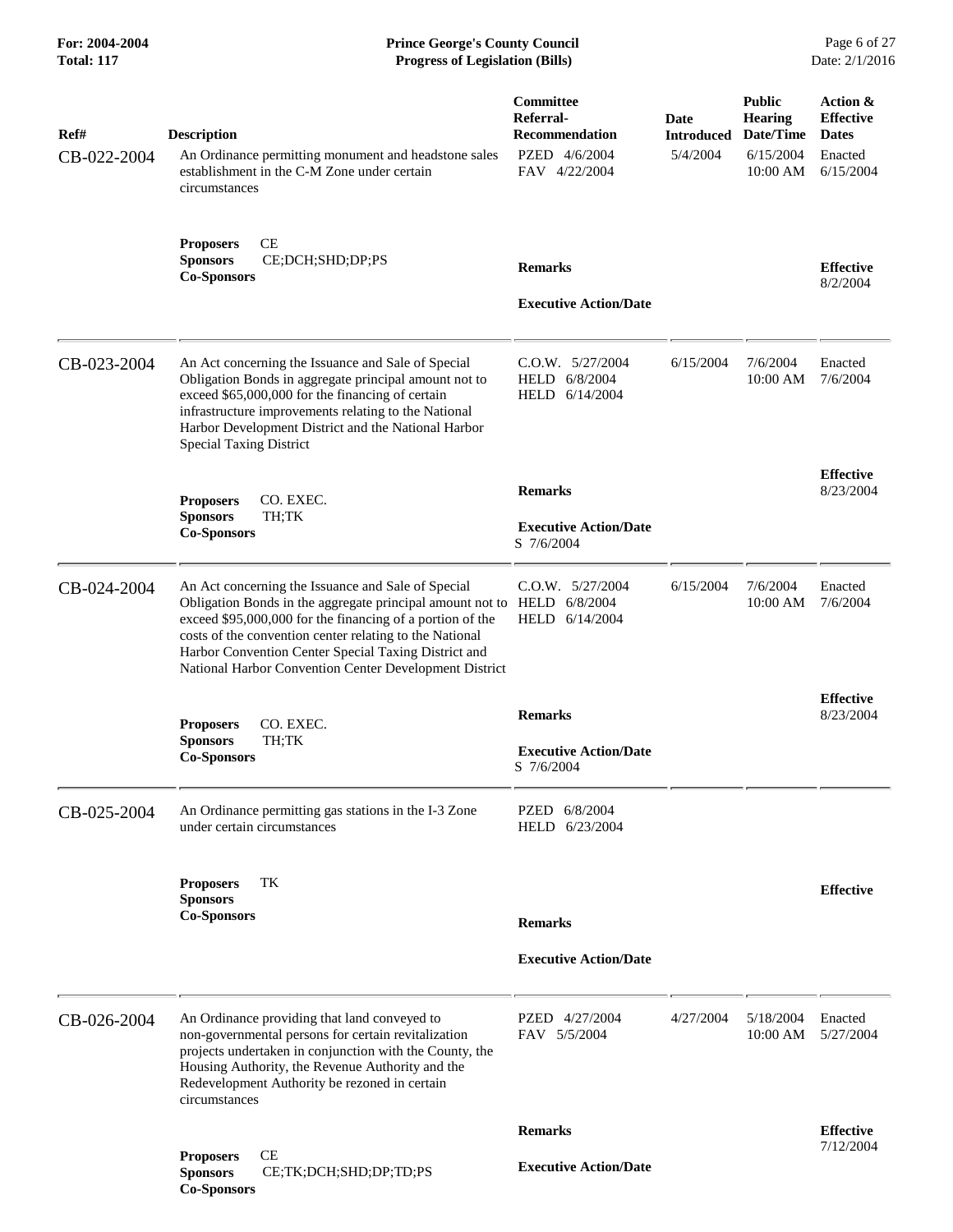| Ref# | Description | Committee Referral-Recommendation | Date Introduced | Public Hearing Date/Time | Action & Effective Dates |
|---|---|---|---|---|---|
| CB-022-2004 | An Ordinance permitting monument and headstone sales establishment in the C-M Zone under certain circumstances | PZED 4/6/2004<br>FAV 4/22/2004 | 5/4/2004 | 6/15/2004 10:00 AM | Enacted 6/15/2004 |
| | **Proposers** CE<br>**Sponsors** CE;DCH;SHD;DP;PS<br>**Co-Sponsors** | **Remarks**<br><br>**Executive Action/Date** | | | **Effective** 8/2/2004 |
| CB-023-2004 | An Act concerning the Issuance and Sale of Special Obligation Bonds in aggregate principal amount not to exceed $65,000,000 for the financing of certain infrastructure improvements relating to the National Harbor Development District and the National Harbor Special Taxing District | C.O.W. 5/27/2004<br>HELD 6/8/2004<br>HELD 6/14/2004 | 6/15/2004 | 7/6/2004 10:00 AM | Enacted 7/6/2004 |
| | **Proposers** CO. EXEC.<br>**Sponsors** TH;TK<br>**Co-Sponsors** | **Remarks**<br><br>**Executive Action/Date**<br>S 7/6/2004 | | | **Effective** 8/23/2004 |
| CB-024-2004 | An Act concerning the Issuance and Sale of Special Obligation Bonds in the aggregate principal amount not to exceed $95,000,000 for the financing of a portion of the costs of the convention center relating to the National Harbor Convention Center Special Taxing District and National Harbor Convention Center Development District | C.O.W. 5/27/2004<br>HELD 6/8/2004<br>HELD 6/14/2004 | 6/15/2004 | 7/6/2004 10:00 AM | Enacted 7/6/2004 |
| | **Proposers** CO. EXEC.<br>**Sponsors** TH;TK<br>**Co-Sponsors** | **Remarks**<br><br>**Executive Action/Date**<br>S 7/6/2004 | | | **Effective** 8/23/2004 |
| CB-025-2004 | An Ordinance permitting gas stations in the I-3 Zone under certain circumstances | PZED 6/8/2004<br>HELD 6/23/2004 | | | |
| | **Proposers** TK<br>**Sponsors**<br>**Co-Sponsors** | **Remarks**<br><br>**Executive Action/Date** | | | **Effective** |
| CB-026-2004 | An Ordinance providing that land conveyed to non-governmental persons for certain revitalization projects undertaken in conjunction with the County, the Housing Authority, the Revenue Authority and the Redevelopment Authority be rezoned in certain circumstances | PZED 4/27/2004<br>FAV 5/5/2004 | 4/27/2004 | 5/18/2004 10:00 AM | Enacted 5/27/2004 |
| | **Proposers** CE<br>**Sponsors** CE;TK;DCH;SHD;DP;TD;PS<br>**Co-Sponsors** | **Remarks**<br><br>**Executive Action/Date** | | | **Effective** 7/12/2004 |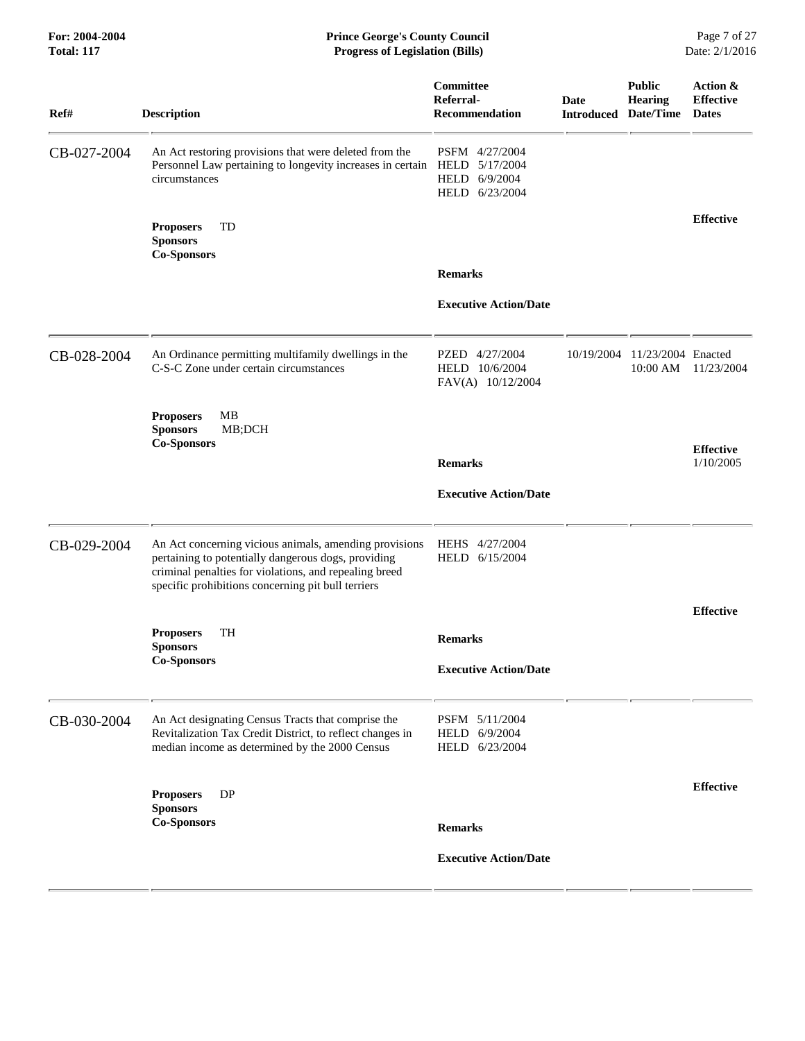| Ref# | Description | Committee Referral-Recommendation | Date Introduced | Public Hearing Date/Time | Action & Effective Dates |
|---|---|---|---|---|---|
| CB-027-2004 | An Act restoring provisions that were deleted from the Personnel Law pertaining to longevity increases in certain circumstances<br><br>**Proposers** TD<br>**Sponsors**<br>**Co-Sponsors** | PSFM 4/27/2004<br>HELD 5/17/2004<br>HELD 6/9/2004<br>HELD 6/23/2004<br><br>**Remarks**<br><br>**Executive Action/Date** | | | **Effective** |
| CB-028-2004 | An Ordinance permitting multifamily dwellings in the C-S-C Zone under certain circumstances<br><br>**Proposers** MB<br>**Sponsors** MB;DCH<br>**Co-Sponsors** | PZED 4/27/2004<br>HELD 10/6/2004<br>FAV(A) 10/12/2004<br><br>**Remarks**<br><br>**Executive Action/Date** | 10/19/2004 | 11/23/2004 10:00 AM | Enacted 11/23/2004<br><br>**Effective** 1/10/2005 |
| CB-029-2004 | An Act concerning vicious animals, amending provisions pertaining to potentially dangerous dogs, providing criminal penalties for violations, and repealing breed specific prohibitions concerning pit bull terriers<br><br>**Proposers** TH<br>**Sponsors**<br>**Co-Sponsors** | HEHS 4/27/2004<br>HELD 6/15/2004<br><br>**Remarks**<br><br>**Executive Action/Date** | | | **Effective** |
| CB-030-2004 | An Act designating Census Tracts that comprise the Revitalization Tax Credit District, to reflect changes in median income as determined by the 2000 Census<br><br>**Proposers** DP<br>**Sponsors**<br>**Co-Sponsors** | PSFM 5/11/2004<br>HELD 6/9/2004<br>HELD 6/23/2004<br><br>**Remarks**<br><br>**Executive Action/Date** | | | **Effective** |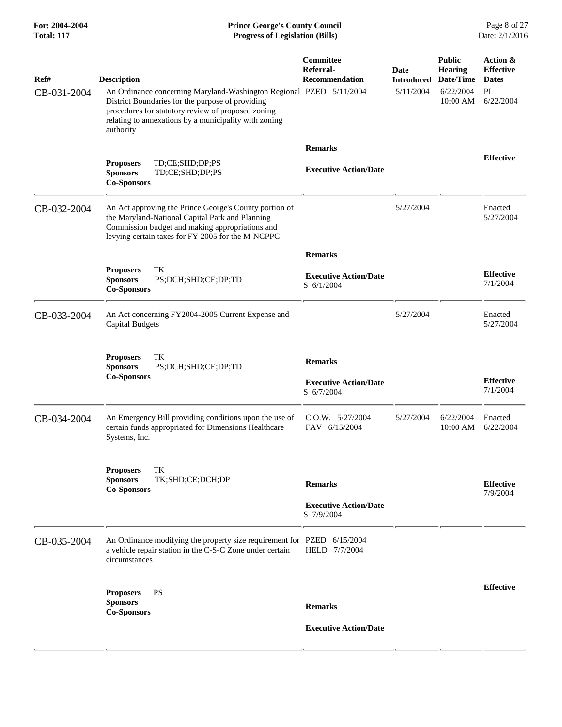| Ref# | Description | Committee Referral-Recommendation | Date Introduced | Public Hearing Date/Time | Action & Effective Dates |
|---|---|---|---|---|---|
| CB-031-2004 | An Ordinance concerning Maryland-Washington Regional District Boundaries for the purpose of providing procedures for statutory review of proposed zoning relating to annexations by a municipality with zoning authority | PZED 5/11/2004 | 5/11/2004 | 6/22/2004 10:00 AM | PI 6/22/2004 |
| | **Proposers** TD;CE;SHD;DP;PS<br>**Sponsors** TD;CE;SHD;DP;PS<br>**Co-Sponsors** | **Remarks**<br><br>**Executive Action/Date** | | | **Effective** |
| CB-032-2004 | An Act approving the Prince George's County portion of the Maryland-National Capital Park and Planning Commission budget and making appropriations and levying certain taxes for FY 2005 for the M-NCPPC | | 5/27/2004 | | Enacted 5/27/2004 |
| | **Proposers** TK<br>**Sponsors** PS;DCH;SHD;CE;DP;TD<br>**Co-Sponsors** | **Remarks**<br><br>**Executive Action/Date**<br>S 6/1/2004 | | | **Effective** 7/1/2004 |
| CB-033-2004 | An Act concerning FY2004-2005 Current Expense and Capital Budgets | | 5/27/2004 | | Enacted 5/27/2004 |
| | **Proposers** TK<br>**Sponsors** PS;DCH;SHD;CE;DP;TD<br>**Co-Sponsors** | **Remarks**<br><br>**Executive Action/Date**<br>S 6/7/2004 | | | **Effective** 7/1/2004 |
| CB-034-2004 | An Emergency Bill providing conditions upon the use of certain funds appropriated for Dimensions Healthcare Systems, Inc. | C.O.W. 5/27/2004<br>FAV 6/15/2004 | 5/27/2004 | 6/22/2004 10:00 AM | Enacted 6/22/2004 |
| | **Proposers** TK<br>**Sponsors** TK;SHD;CE;DCH;DP<br>**Co-Sponsors** | **Remarks**<br><br>**Executive Action/Date**<br>S 7/9/2004 | | | **Effective** 7/9/2004 |
| CB-035-2004 | An Ordinance modifying the property size requirement for a vehicle repair station in the C-S-C Zone under certain circumstances | PZED 6/15/2004<br>HELD 7/7/2004 | | | |
| | **Proposers** PS<br>**Sponsors**<br>**Co-Sponsors** | **Remarks**<br><br>**Executive Action/Date** | | | **Effective** |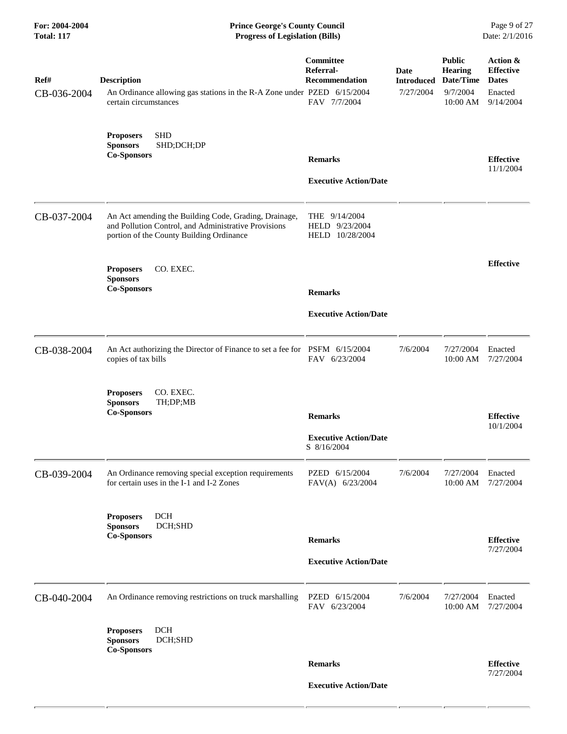| Ref# | Description | Committee Referral-Recommendation | Date Introduced | Public Hearing Date/Time | Action & Effective Dates |
|---|---|---|---|---|---|
| CB-036-2004 | An Ordinance allowing gas stations in the R-A Zone under certain circumstances<br><br>**Proposers** SHD<br>**Sponsors** SHD;DCH;DP<br>**Co-Sponsors** | PZED 6/15/2004<br>FAV 7/7/2004<br><br>**Remarks**<br><br>**Executive Action/Date** | 7/27/2004 | 9/7/2004 10:00 AM | Enacted 9/14/2004<br><br>**Effective** 11/1/2004 |
| CB-037-2004 | An Act amending the Building Code, Grading, Drainage, and Pollution Control, and Administrative Provisions portion of the County Building Ordinance<br><br>**Proposers** CO. EXEC.<br>**Sponsors**<br>**Co-Sponsors** | THE 9/14/2004<br>HELD 9/23/2004<br>HELD 10/28/2004<br><br>**Remarks**<br><br>**Executive Action/Date** | | | **Effective** |
| CB-038-2004 | An Act authorizing the Director of Finance to set a fee for copies of tax bills<br><br>**Proposers** CO. EXEC.<br>**Sponsors** TH;DP;MB<br>**Co-Sponsors** | PSFM 6/15/2004<br>FAV 6/23/2004<br><br>**Remarks**<br><br>**Executive Action/Date**<br>S 8/16/2004 | 7/6/2004 | 7/27/2004 10:00 AM | Enacted 7/27/2004<br><br>**Effective** 10/1/2004 |
| CB-039-2004 | An Ordinance removing special exception requirements for certain uses in the I-1 and I-2 Zones<br><br>**Proposers** DCH<br>**Sponsors** DCH;SHD<br>**Co-Sponsors** | PZED 6/15/2004<br>FAV(A) 6/23/2004<br><br>**Remarks**<br><br>**Executive Action/Date** | 7/6/2004 | 7/27/2004 10:00 AM | Enacted 7/27/2004<br><br>**Effective** 7/27/2004 |
| CB-040-2004 | An Ordinance removing restrictions on truck marshalling<br><br>**Proposers** DCH<br>**Sponsors** DCH;SHD<br>**Co-Sponsors** | PZED 6/15/2004<br>FAV 6/23/2004<br><br>**Remarks**<br><br>**Executive Action/Date** | 7/6/2004 | 7/27/2004 10:00 AM | Enacted 7/27/2004<br><br>**Effective** 7/27/2004 |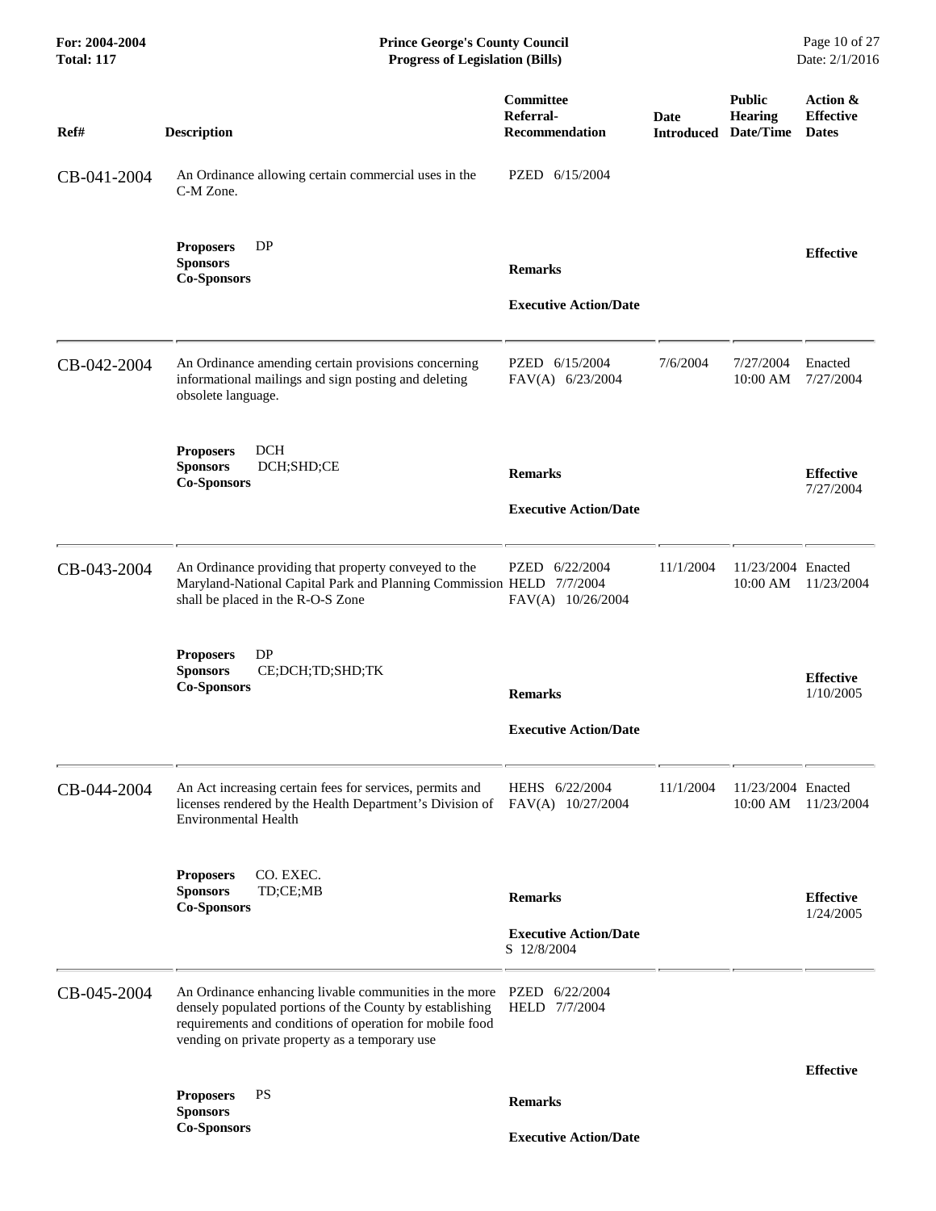| Ref# | Description | Committee Referral-Recommendation | Date Introduced | Public Hearing Date/Time | Action & Effective Dates |
|---|---|---|---|---|---|
| CB-041-2004 | An Ordinance allowing certain commercial uses in the C-M Zone. | PZED 6/15/2004 | | | |
| | **Proposers** DP<br>**Sponsors**<br>**Co-Sponsors** | **Remarks**<br><br>**Executive Action/Date** | | | **Effective** |
| CB-042-2004 | An Ordinance amending certain provisions concerning informational mailings and sign posting and deleting obsolete language. | PZED 6/15/2004<br>FAV(A) 6/23/2004 | 7/6/2004 | 7/27/2004 10:00 AM | Enacted 7/27/2004 |
| | **Proposers** DCH<br>**Sponsors** DCH;SHD;CE<br>**Co-Sponsors** | **Remarks**<br><br>**Executive Action/Date** | | | **Effective** 7/27/2004 |
| CB-043-2004 | An Ordinance providing that property conveyed to the Maryland-National Capital Park and Planning Commission shall be placed in the R-O-S Zone | PZED 6/22/2004<br>HELD 7/7/2004<br>FAV(A) 10/26/2004 | 11/1/2004 | 11/23/2004 10:00 AM | Enacted 11/23/2004 |
| | **Proposers** DP<br>**Sponsors** CE;DCH;TD;SHD;TK<br>**Co-Sponsors** | **Remarks**<br><br>**Executive Action/Date** | | | **Effective** 1/10/2005 |
| CB-044-2004 | An Act increasing certain fees for services, permits and licenses rendered by the Health Department's Division of Environmental Health | HEHS 6/22/2004<br>FAV(A) 10/27/2004 | 11/1/2004 | 11/23/2004 10:00 AM | Enacted 11/23/2004 |
| | **Proposers** CO. EXEC.<br>**Sponsors** TD;CE;MB<br>**Co-Sponsors** | **Remarks**<br><br>**Executive Action/Date**<br>S 12/8/2004 | | | **Effective** 1/24/2005 |
| CB-045-2004 | An Ordinance enhancing livable communities in the more densely populated portions of the County by establishing requirements and conditions of operation for mobile food vending on private property as a temporary use | PZED 6/22/2004<br>HELD 7/7/2004 | | | |
| | **Proposers** PS<br>**Sponsors**<br>**Co-Sponsors** | **Remarks**<br><br>**Executive Action/Date** | | | **Effective** |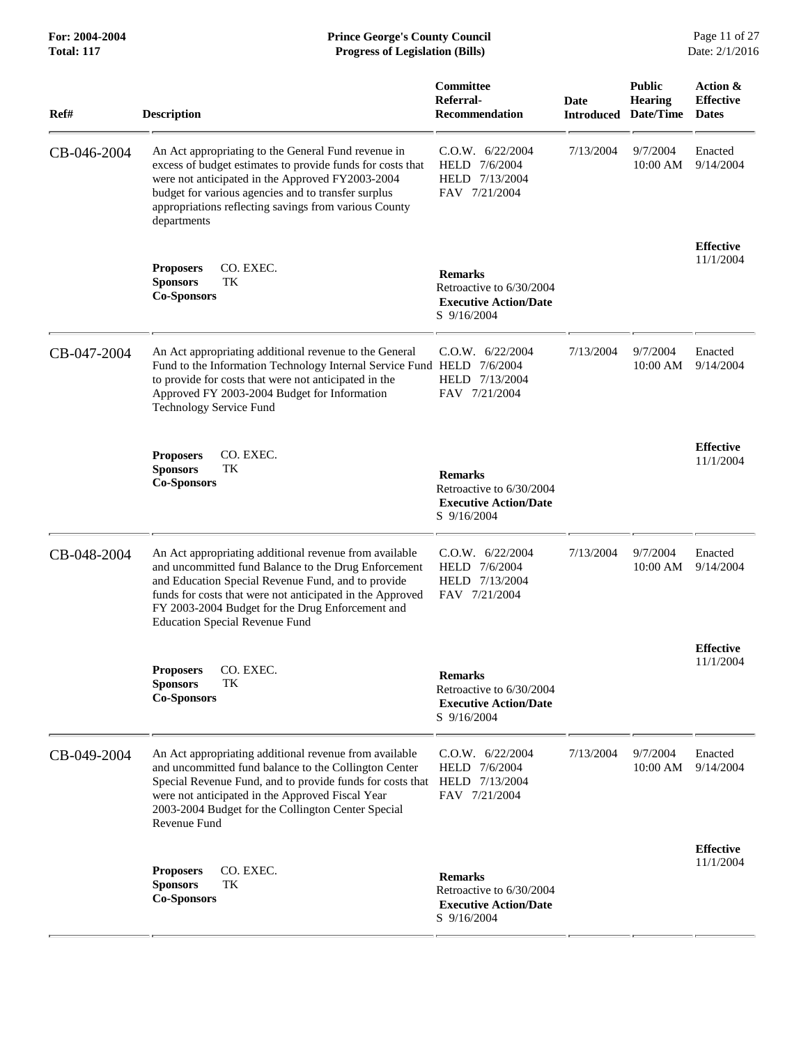| Ref# | Description | Committee Referral-Recommendation | Date Introduced | Public Hearing Date/Time | Action & Effective Dates |
|---|---|---|---|---|---|
| CB-046-2004 | An Act appropriating to the General Fund revenue in excess of budget estimates to provide funds for costs that were not anticipated in the Approved FY2003-2004 budget for various agencies and to transfer surplus appropriations reflecting savings from various County departments | C.O.W. 6/22/2004<br>HELD 7/6/2004<br>HELD 7/13/2004<br>FAV 7/21/2004 | 7/13/2004 | 9/7/2004<br>10:00 AM | Enacted<br>9/14/2004 |
| | **Proposers** CO. EXEC.<br>**Sponsors** TK<br>**Co-Sponsors** | **Remarks**<br>Retroactive to 6/30/2004<br>**Executive Action/Date**<br>S 9/16/2004 | | | **Effective**<br>11/1/2004 |
| CB-047-2004 | An Act appropriating additional revenue to the General Fund to the Information Technology Internal Service Fund to provide for costs that were not anticipated in the Approved FY 2003-2004 Budget for Information Technology Service Fund | C.O.W. 6/22/2004<br>HELD 7/6/2004<br>HELD 7/13/2004<br>FAV 7/21/2004 | 7/13/2004 | 9/7/2004<br>10:00 AM | Enacted<br>9/14/2004 |
| | **Proposers** CO. EXEC.<br>**Sponsors** TK<br>**Co-Sponsors** | **Remarks**<br>Retroactive to 6/30/2004<br>**Executive Action/Date**<br>S 9/16/2004 | | | **Effective**<br>11/1/2004 |
| CB-048-2004 | An Act appropriating additional revenue from available and uncommitted fund Balance to the Drug Enforcement and Education Special Revenue Fund, and to provide funds for costs that were not anticipated in the Approved FY 2003-2004 Budget for the Drug Enforcement and Education Special Revenue Fund | C.O.W. 6/22/2004<br>HELD 7/6/2004<br>HELD 7/13/2004<br>FAV 7/21/2004 | 7/13/2004 | 9/7/2004<br>10:00 AM | Enacted<br>9/14/2004 |
| | **Proposers** CO. EXEC.<br>**Sponsors** TK<br>**Co-Sponsors** | **Remarks**<br>Retroactive to 6/30/2004<br>**Executive Action/Date**<br>S 9/16/2004 | | | **Effective**<br>11/1/2004 |
| CB-049-2004 | An Act appropriating additional revenue from available and uncommitted fund balance to the Collington Center Special Revenue Fund, and to provide funds for costs that were not anticipated in the Approved Fiscal Year 2003-2004 Budget for the Collington Center Special Revenue Fund | C.O.W. 6/22/2004<br>HELD 7/6/2004<br>HELD 7/13/2004<br>FAV 7/21/2004 | 7/13/2004 | 9/7/2004<br>10:00 AM | Enacted<br>9/14/2004 |
| | **Proposers** CO. EXEC.<br>**Sponsors** TK<br>**Co-Sponsors** | **Remarks**<br>Retroactive to 6/30/2004<br>**Executive Action/Date**<br>S 9/16/2004 | | | **Effective**<br>11/1/2004 |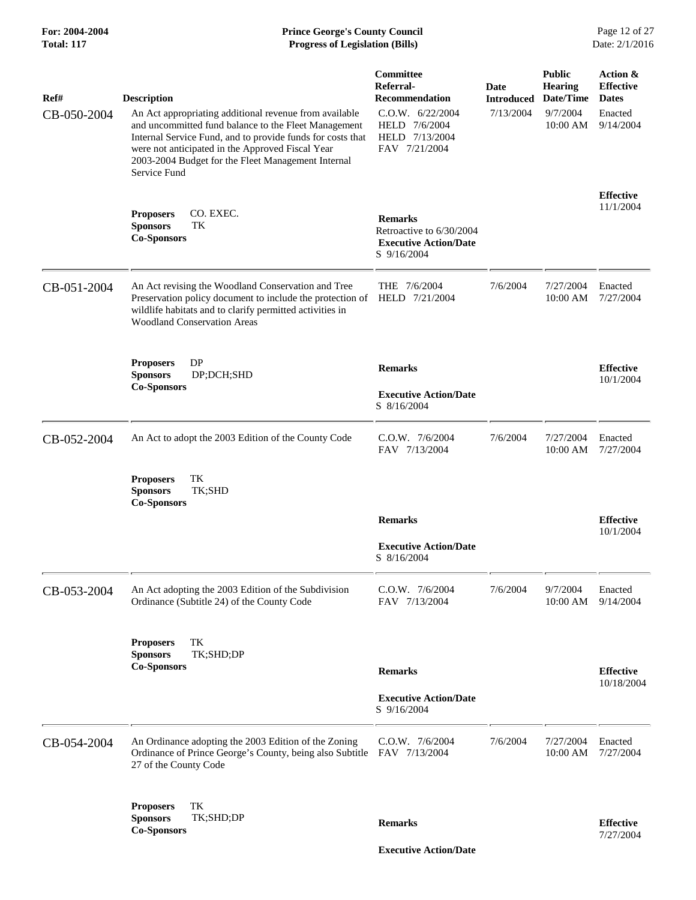| Ref# | Description | Committee Referral-Recommendation | Date Introduced | Public Hearing Date/Time | Action & Effective Dates |
|---|---|---|---|---|---|
| CB-050-2004 | An Act appropriating additional revenue from available and uncommitted fund balance to the Fleet Management Internal Service Fund, and to provide funds for costs that were not anticipated in the Approved Fiscal Year 2003-2004 Budget for the Fleet Management Internal Service Fund | C.O.W. 6/22/2004<br>HELD 7/6/2004<br>HELD 7/13/2004<br>FAV 7/21/2004 | 7/13/2004 | 9/7/2004<br>10:00 AM | Enacted<br>9/14/2004 |
| | **Proposers** CO. EXEC.<br>**Sponsors** TK<br>**Co-Sponsors** | **Remarks**<br>Retroactive to 6/30/2004<br>**Executive Action/Date**<br>S 9/16/2004 | | | **Effective**<br>11/1/2004 |
| CB-051-2004 | An Act revising the Woodland Conservation and Tree Preservation policy document to include the protection of wildlife habitats and to clarify permitted activities in Woodland Conservation Areas | THE 7/6/2004<br>HELD 7/21/2004 | 7/6/2004 | 7/27/2004<br>10:00 AM | Enacted<br>7/27/2004 |
| | **Proposers** DP<br>**Sponsors** DP;DCH;SHD<br>**Co-Sponsors** | **Remarks**<br>**Executive Action/Date**<br>S 8/16/2004 | | | **Effective**<br>10/1/2004 |
| CB-052-2004 | An Act to adopt the 2003 Edition of the County Code | C.O.W. 7/6/2004<br>FAV 7/13/2004 | 7/6/2004 | 7/27/2004<br>10:00 AM | Enacted<br>7/27/2004 |
| | **Proposers** TK<br>**Sponsors** TK;SHD<br>**Co-Sponsors** | **Remarks**<br>**Executive Action/Date**<br>S 8/16/2004 | | | **Effective**<br>10/1/2004 |
| CB-053-2004 | An Act adopting the 2003 Edition of the Subdivision Ordinance (Subtitle 24) of the County Code | C.O.W. 7/6/2004<br>FAV 7/13/2004 | 7/6/2004 | 9/7/2004<br>10:00 AM | Enacted<br>9/14/2004 |
| | **Proposers** TK<br>**Sponsors** TK;SHD;DP<br>**Co-Sponsors** | **Remarks**<br>**Executive Action/Date**<br>S 9/16/2004 | | | **Effective**<br>10/18/2004 |
| CB-054-2004 | An Ordinance adopting the 2003 Edition of the Zoning Ordinance of Prince George's County, being also Subtitle 27 of the County Code | C.O.W. 7/6/2004<br>FAV 7/13/2004 | 7/6/2004 | 7/27/2004<br>10:00 AM | Enacted<br>7/27/2004 |
| | **Proposers** TK<br>**Sponsors** TK;SHD;DP<br>**Co-Sponsors** | **Remarks**<br>**Executive Action/Date** | | | **Effective**<br>7/27/2004 |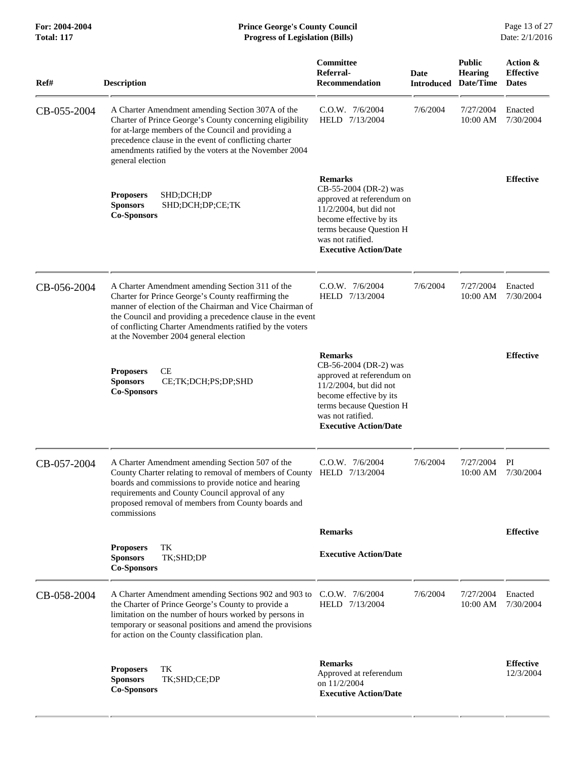| Ref# | Description | Committee Referral-Recommendation | Date Introduced | Public Hearing Date/Time | Action & Effective Dates |
|---|---|---|---|---|---|
| CB-055-2004 | A Charter Amendment amending Section 307A of the Charter of Prince George's County concerning eligibility for at-large members of the Council and providing a precedence clause in the event of conflicting charter amendments ratified by the voters at the November 2004 general election | C.O.W. 7/6/2004<br>HELD 7/13/2004 | 7/6/2004 | 7/27/2004<br>10:00 AM | Enacted<br>7/30/2004 |
| | **Proposers** SHD;DCH;DP<br>**Sponsors** SHD;DCH;DP;CE;TK<br>**Co-Sponsors** | **Remarks**<br>CB-55-2004 (DR-2) was approved at referendum on 11/2/2004, but did not become effective by its terms because Question H was not ratified.<br>**Executive Action/Date** | | | **Effective** |
| CB-056-2004 | A Charter Amendment amending Section 311 of the Charter for Prince George's County reaffirming the manner of election of the Chairman and Vice Chairman of the Council and providing a precedence clause in the event of conflicting Charter Amendments ratified by the voters at the November 2004 general election | C.O.W. 7/6/2004<br>HELD 7/13/2004 | 7/6/2004 | 7/27/2004<br>10:00 AM | Enacted<br>7/30/2004 |
| | **Proposers** CE<br>**Sponsors** CE;TK;DCH;PS;DP;SHD<br>**Co-Sponsors** | **Remarks**<br>CB-56-2004 (DR-2) was approved at referendum on 11/2/2004, but did not become effective by its terms because Question H was not ratified.<br>**Executive Action/Date** | | | **Effective** |
| CB-057-2004 | A Charter Amendment amending Section 507 of the County Charter relating to removal of members of County boards and commissions to provide notice and hearing requirements and County Council approval of any proposed removal of members from County boards and commissions | C.O.W. 7/6/2004<br>HELD 7/13/2004 | 7/6/2004 | 7/27/2004<br>10:00 AM | PI<br>7/30/2004 |
| | **Proposers** TK<br>**Sponsors** TK;SHD;DP<br>**Co-Sponsors** | **Remarks**<br>**Executive Action/Date** | | | **Effective** |
| CB-058-2004 | A Charter Amendment amending Sections 902 and 903 to the Charter of Prince George's County to provide a limitation on the number of hours worked by persons in temporary or seasonal positions and amend the provisions for action on the County classification plan. | C.O.W. 7/6/2004<br>HELD 7/13/2004 | 7/6/2004 | 7/27/2004<br>10:00 AM | Enacted<br>7/30/2004 |
| | **Proposers** TK<br>**Sponsors** TK;SHD;CE;DP<br>**Co-Sponsors** | **Remarks**<br>Approved at referendum on 11/2/2004<br>**Executive Action/Date** | | | **Effective**<br>12/3/2004 |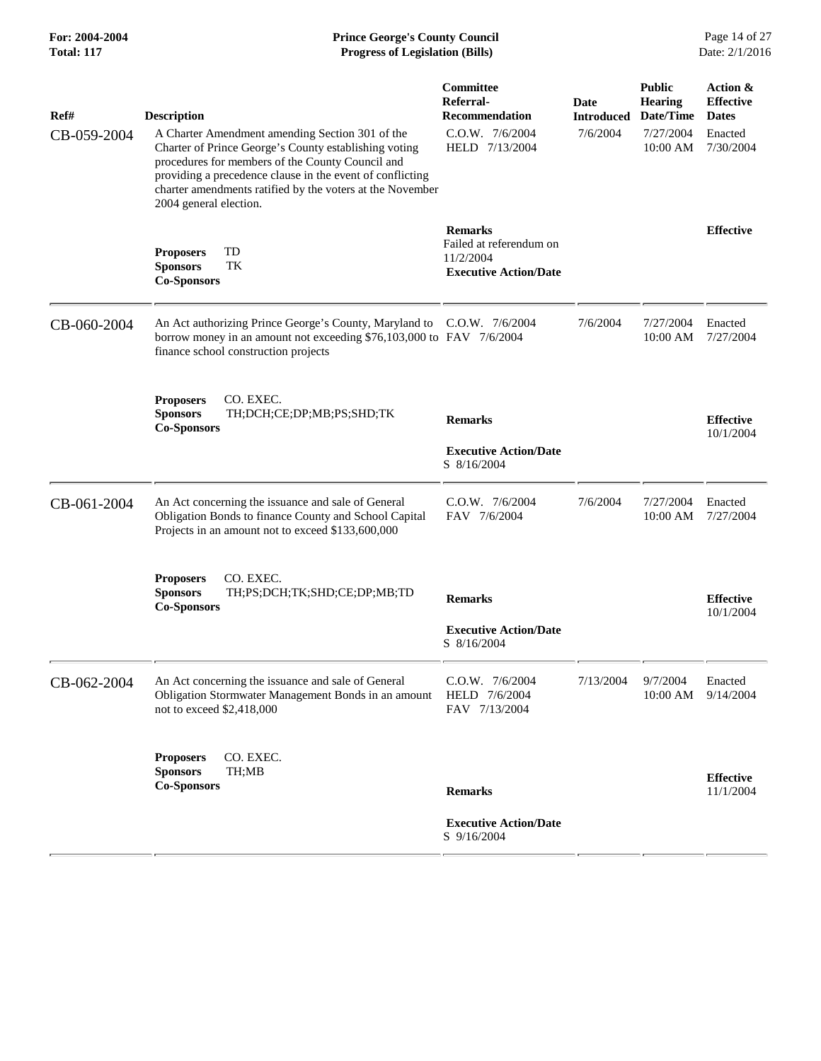| Ref# | Description | Committee Referral-Recommendation | Date Introduced | Public Hearing Date/Time | Action & Effective Dates |
|---|---|---|---|---|---|
| CB-059-2004 | A Charter Amendment amending Section 301 of the Charter of Prince George's County establishing voting procedures for members of the County Council and providing a precedence clause in the event of conflicting charter amendments ratified by the voters at the November 2004 general election. | C.O.W. 7/6/2004<br>HELD 7/13/2004 | 7/6/2004 | 7/27/2004<br>10:00 AM | Enacted<br>7/30/2004 |
| | **Proposers** TD<br>**Sponsors** TK<br>**Co-Sponsors** | **Remarks**<br>Failed at referendum on 11/2/2004<br>**Executive Action/Date** | | | **Effective** |
| CB-060-2004 | An Act authorizing Prince George's County, Maryland to borrow money in an amount not exceeding $76,103,000 to finance school construction projects | C.O.W. 7/6/2004<br>FAV 7/6/2004 | 7/6/2004 | 7/27/2004<br>10:00 AM | Enacted<br>7/27/2004 |
| | **Proposers** CO. EXEC.<br>**Sponsors** TH;DCH;CE;DP;MB;PS;SHD;TK<br>**Co-Sponsors** | **Remarks**<br>**Executive Action/Date**<br>S 8/16/2004 | | | **Effective**<br>10/1/2004 |
| CB-061-2004 | An Act concerning the issuance and sale of General Obligation Bonds to finance County and School Capital Projects in an amount not to exceed $133,600,000 | C.O.W. 7/6/2004<br>FAV 7/6/2004 | 7/6/2004 | 7/27/2004<br>10:00 AM | Enacted<br>7/27/2004 |
| | **Proposers** CO. EXEC.<br>**Sponsors** TH;PS;DCH;TK;SHD;CE;DP;MB;TD<br>**Co-Sponsors** | **Remarks**<br>**Executive Action/Date**<br>S 8/16/2004 | | | **Effective**<br>10/1/2004 |
| CB-062-2004 | An Act concerning the issuance and sale of General Obligation Stormwater Management Bonds in an amount not to exceed $2,418,000 | C.O.W. 7/6/2004<br>HELD 7/6/2004<br>FAV 7/13/2004 | 7/13/2004 | 9/7/2004<br>10:00 AM | Enacted<br>9/14/2004 |
| | **Proposers** CO. EXEC.<br>**Sponsors** TH;MB<br>**Co-Sponsors** | **Remarks**<br>**Executive Action/Date**<br>S 9/16/2004 | | | **Effective**<br>11/1/2004 |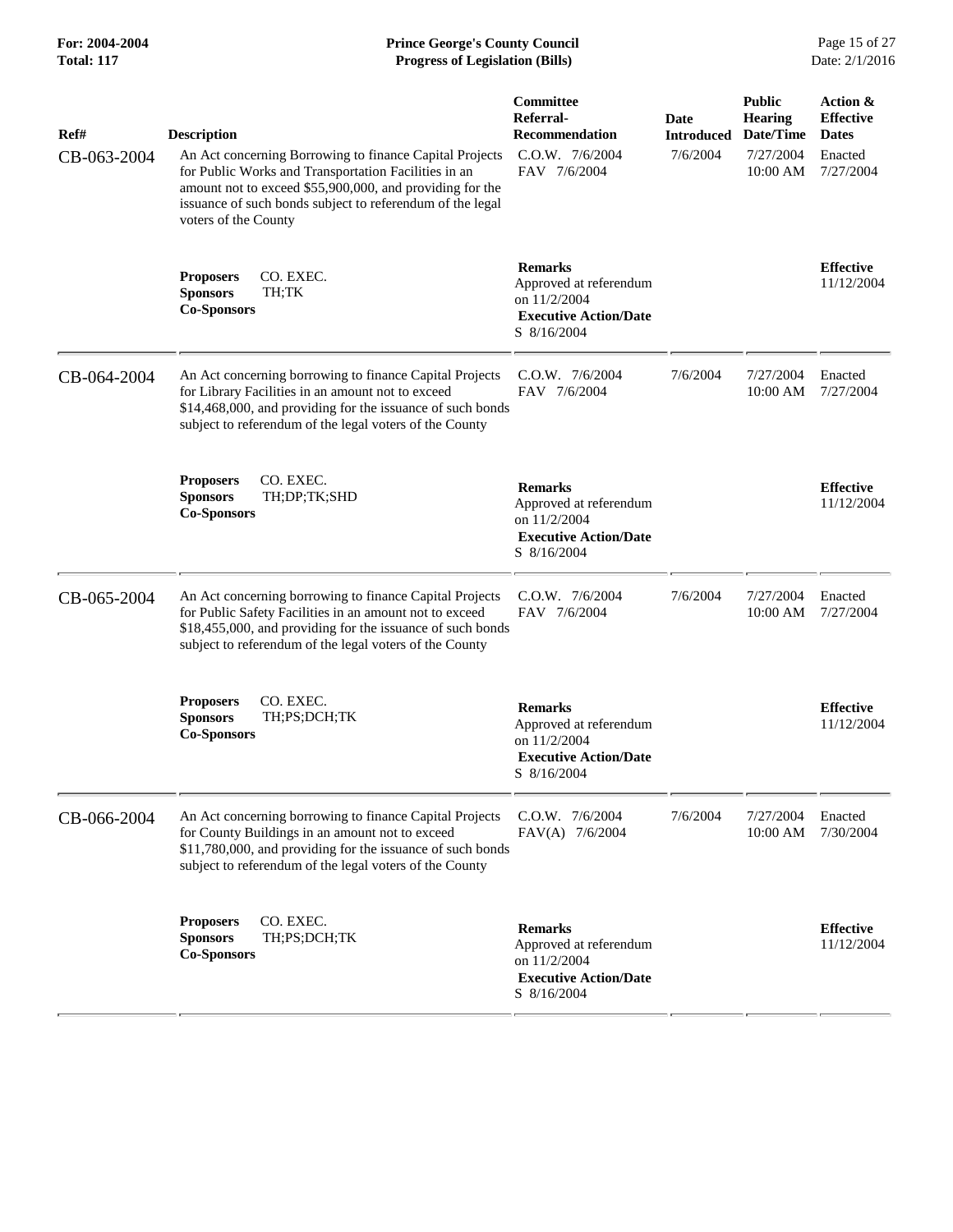| Ref# | Description | Committee Referral-Recommendation | Date Introduced | Public Hearing Date/Time | Action & Effective Dates |
|---|---|---|---|---|---|
| CB-063-2004 | An Act concerning Borrowing to finance Capital Projects for Public Works and Transportation Facilities in an amount not to exceed $55,900,000, and providing for the issuance of such bonds subject to referendum of the legal voters of the County | C.O.W. 7/6/2004<br>FAV 7/6/2004 | 7/6/2004 | 7/27/2004 10:00 AM | Enacted 7/27/2004 |
| | **Proposers** CO. EXEC.<br>**Sponsors** TH;TK<br>**Co-Sponsors** | **Remarks**<br>Approved at referendum on 11/2/2004<br>**Executive Action/Date**<br>S 8/16/2004 | | | **Effective**<br>11/12/2004 |
| CB-064-2004 | An Act concerning borrowing to finance Capital Projects for Library Facilities in an amount not to exceed $14,468,000, and providing for the issuance of such bonds subject to referendum of the legal voters of the County | C.O.W. 7/6/2004<br>FAV 7/6/2004 | 7/6/2004 | 7/27/2004 10:00 AM | Enacted 7/27/2004 |
| | **Proposers** CO. EXEC.<br>**Sponsors** TH;DP;TK;SHD<br>**Co-Sponsors** | **Remarks**<br>Approved at referendum on 11/2/2004<br>**Executive Action/Date**<br>S 8/16/2004 | | | **Effective**<br>11/12/2004 |
| CB-065-2004 | An Act concerning borrowing to finance Capital Projects for Public Safety Facilities in an amount not to exceed $18,455,000, and providing for the issuance of such bonds subject to referendum of the legal voters of the County | C.O.W. 7/6/2004<br>FAV 7/6/2004 | 7/6/2004 | 7/27/2004 10:00 AM | Enacted 7/27/2004 |
| | **Proposers** CO. EXEC.<br>**Sponsors** TH;PS;DCH;TK<br>**Co-Sponsors** | **Remarks**<br>Approved at referendum on 11/2/2004<br>**Executive Action/Date**<br>S 8/16/2004 | | | **Effective**<br>11/12/2004 |
| CB-066-2004 | An Act concerning borrowing to finance Capital Projects for County Buildings in an amount not to exceed $11,780,000, and providing for the issuance of such bonds subject to referendum of the legal voters of the County | C.O.W. 7/6/2004<br>FAV(A) 7/6/2004 | 7/6/2004 | 7/27/2004 10:00 AM | Enacted 7/30/2004 |
| | **Proposers** CO. EXEC.<br>**Sponsors** TH;PS;DCH;TK<br>**Co-Sponsors** | **Remarks**<br>Approved at referendum on 11/2/2004<br>**Executive Action/Date**<br>S 8/16/2004 | | | **Effective**<br>11/12/2004 |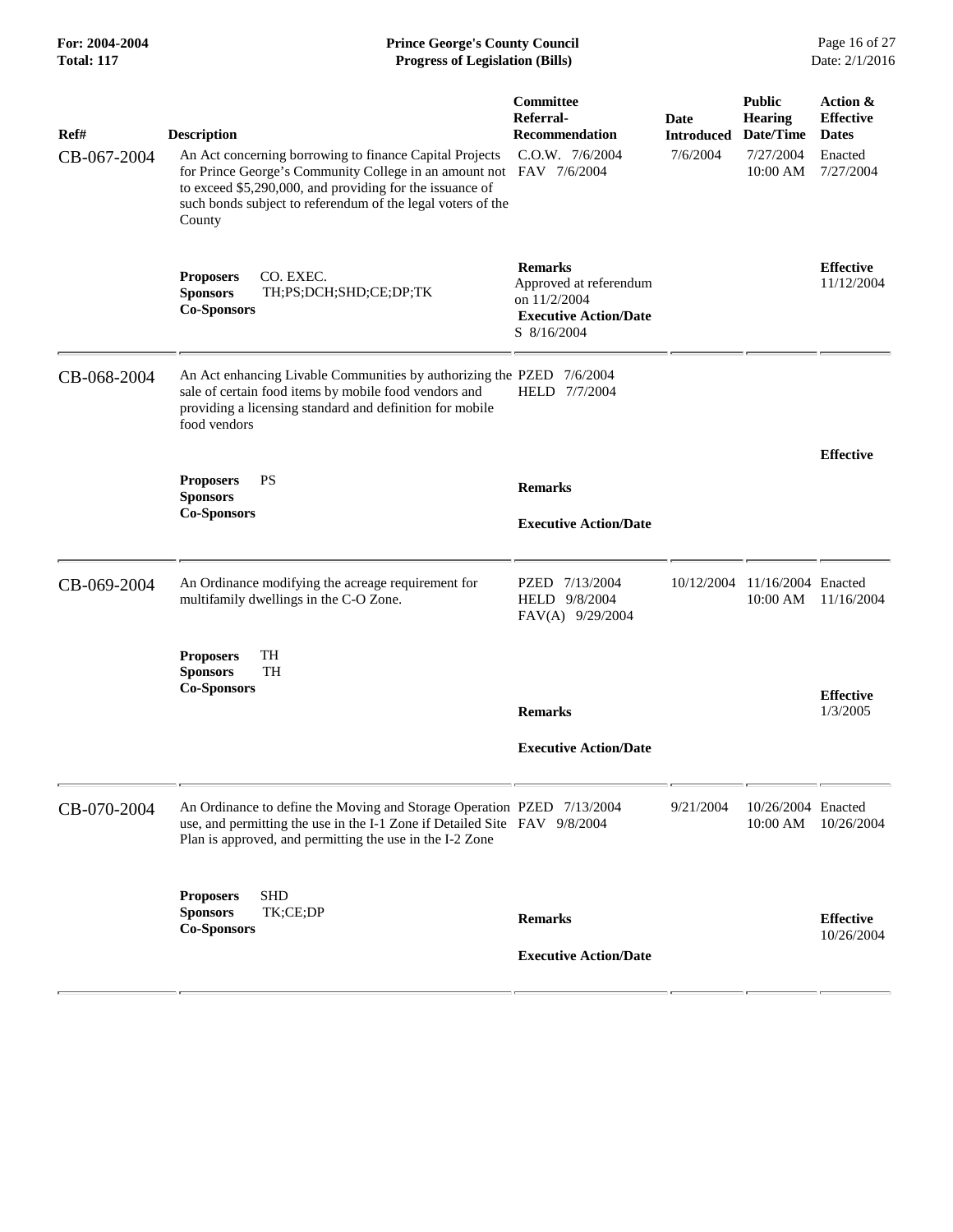| Ref# | Description | Committee Referral-Recommendation | Date Introduced | Public Hearing Date/Time | Action & Effective Dates |
|---|---|---|---|---|---|
| CB-067-2004 | An Act concerning borrowing to finance Capital Projects for Prince George's Community College in an amount not to exceed $5,290,000, and providing for the issuance of such bonds subject to referendum of the legal voters of the County | C.O.W. 7/6/2004<br>FAV 7/6/2004 | 7/6/2004 | 7/27/2004<br>10:00 AM | Enacted<br>7/27/2004 |
| | **Proposers** CO. EXEC.<br>**Sponsors** TH;PS;DCH;SHD;CE;DP;TK<br>**Co-Sponsors** | **Remarks**<br>Approved at referendum on 11/2/2004<br>**Executive Action/Date**<br>S 8/16/2004 | | | **Effective**<br>11/12/2004 |
| CB-068-2004 | An Act enhancing Livable Communities by authorizing the sale of certain food items by mobile food vendors and providing a licensing standard and definition for mobile food vendors | PZED 7/6/2004<br>HELD 7/7/2004 | | | |
| | **Proposers** PS<br>**Sponsors**<br>**Co-Sponsors** | **Remarks**<br>**Executive Action/Date** | | | **Effective** |
| CB-069-2004 | An Ordinance modifying the acreage requirement for multifamily dwellings in the C-O Zone. | PZED 7/13/2004<br>HELD 9/8/2004<br>FAV(A) 9/29/2004 | 10/12/2004 | 11/16/2004<br>10:00 AM | Enacted<br>11/16/2004 |
| | **Proposers** TH<br>**Sponsors** TH<br>**Co-Sponsors** | **Remarks**<br>**Executive Action/Date** | | | **Effective**<br>1/3/2005 |
| CB-070-2004 | An Ordinance to define the Moving and Storage Operation use, and permitting the use in the I-1 Zone if Detailed Site Plan is approved, and permitting the use in the I-2 Zone | PZED 7/13/2004<br>FAV 9/8/2004 | 9/21/2004 | 10/26/2004<br>10:00 AM | Enacted<br>10/26/2004 |
| | **Proposers** SHD<br>**Sponsors** TK;CE;DP<br>**Co-Sponsors** | **Remarks**<br>**Executive Action/Date** | | | **Effective**<br>10/26/2004 |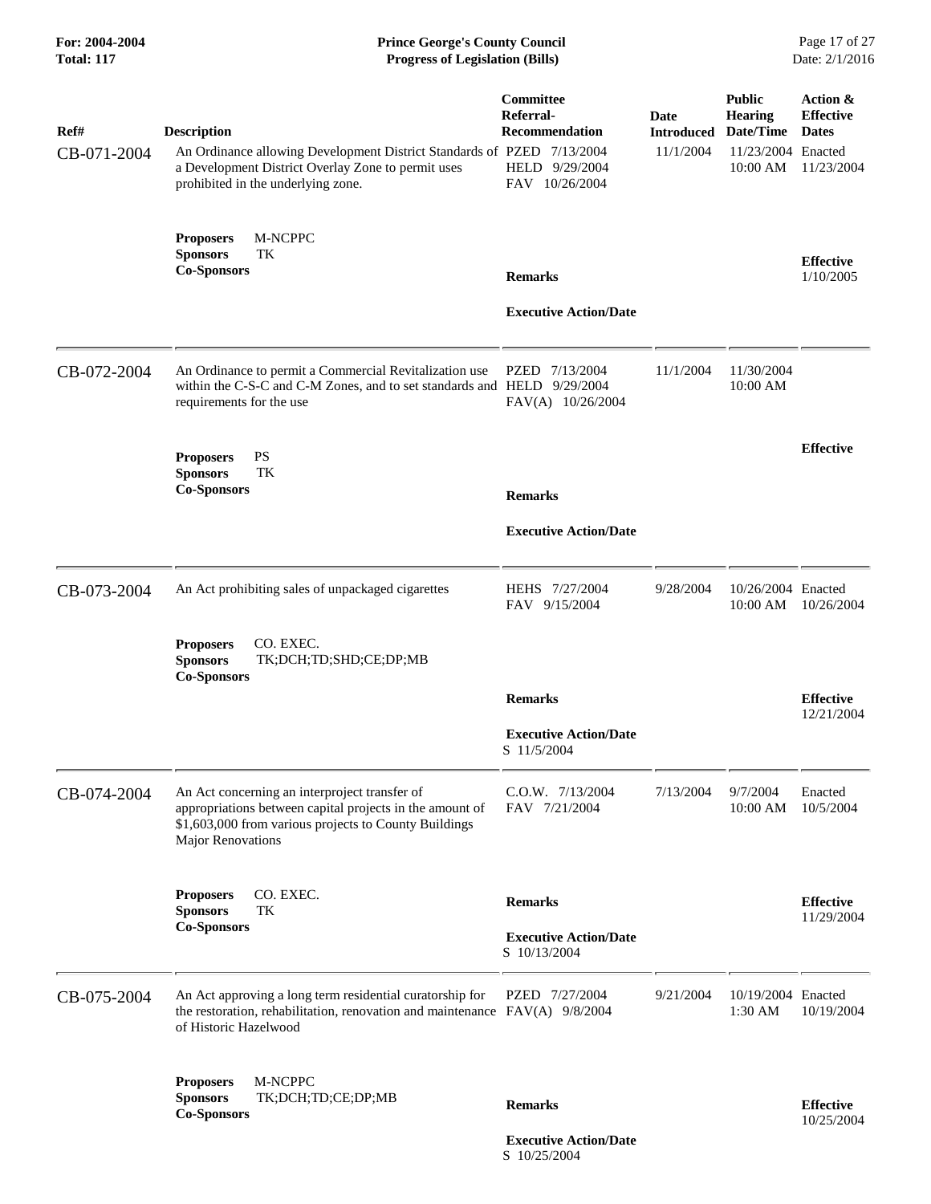| Ref# | Description | Committee Referral-Recommendation | Date Introduced | Public Hearing Date/Time | Action & Effective Dates |
|---|---|---|---|---|---|
| CB-071-2004 | An Ordinance allowing Development District Standards of a Development District Overlay Zone to permit uses prohibited in the underlying zone. | PZED 7/13/2004<br>HELD 9/29/2004<br>FAV 10/26/2004 | 11/1/2004 | 11/23/2004<br>10:00 AM | Enacted<br>11/23/2004 |
| | **Proposers** M-NCPPC<br>**Sponsors** TK<br>**Co-Sponsors** | **Remarks**<br><br>**Executive Action/Date** | | | **Effective**<br>1/10/2005 |
| CB-072-2004 | An Ordinance to permit a Commercial Revitalization use within the C-S-C and C-M Zones, and to set standards and requirements for the use | PZED 7/13/2004<br>HELD 9/29/2004<br>FAV(A) 10/26/2004 | 11/1/2004 | 11/30/2004<br>10:00 AM | |
| | **Proposers** PS<br>**Sponsors** TK<br>**Co-Sponsors** | **Remarks**<br><br>**Executive Action/Date** | | | **Effective** |
| CB-073-2004 | An Act prohibiting sales of unpackaged cigarettes | HEHS 7/27/2004<br>FAV 9/15/2004 | 9/28/2004 | 10/26/2004<br>10:00 AM | Enacted<br>10/26/2004 |
| | **Proposers** CO. EXEC.<br>**Sponsors** TK;DCH;TD;SHD;CE;DP;MB<br>**Co-Sponsors** | **Remarks**<br><br>**Executive Action/Date**<br>S 11/5/2004 | | | **Effective**<br>12/21/2004 |
| CB-074-2004 | An Act concerning an interproject transfer of appropriations between capital projects in the amount of $1,603,000 from various projects to County Buildings Major Renovations | C.O.W. 7/13/2004<br>FAV 7/21/2004 | 7/13/2004 | 9/7/2004<br>10:00 AM | Enacted<br>10/5/2004 |
| | **Proposers** CO. EXEC.<br>**Sponsors** TK<br>**Co-Sponsors** | **Remarks**<br><br>**Executive Action/Date**<br>S 10/13/2004 | | | **Effective**<br>11/29/2004 |
| CB-075-2004 | An Act approving a long term residential curatorship for the restoration, rehabilitation, renovation and maintenance of Historic Hazelwood | PZED 7/27/2004<br>FAV(A) 9/8/2004 | 9/21/2004 | 10/19/2004<br>1:30 AM | Enacted<br>10/19/2004 |
| | **Proposers** M-NCPPC<br>**Sponsors** TK;DCH;TD;CE;DP;MB<br>**Co-Sponsors** | **Remarks**<br><br>**Executive Action/Date**<br>S 10/25/2004 | | | **Effective**<br>10/25/2004 |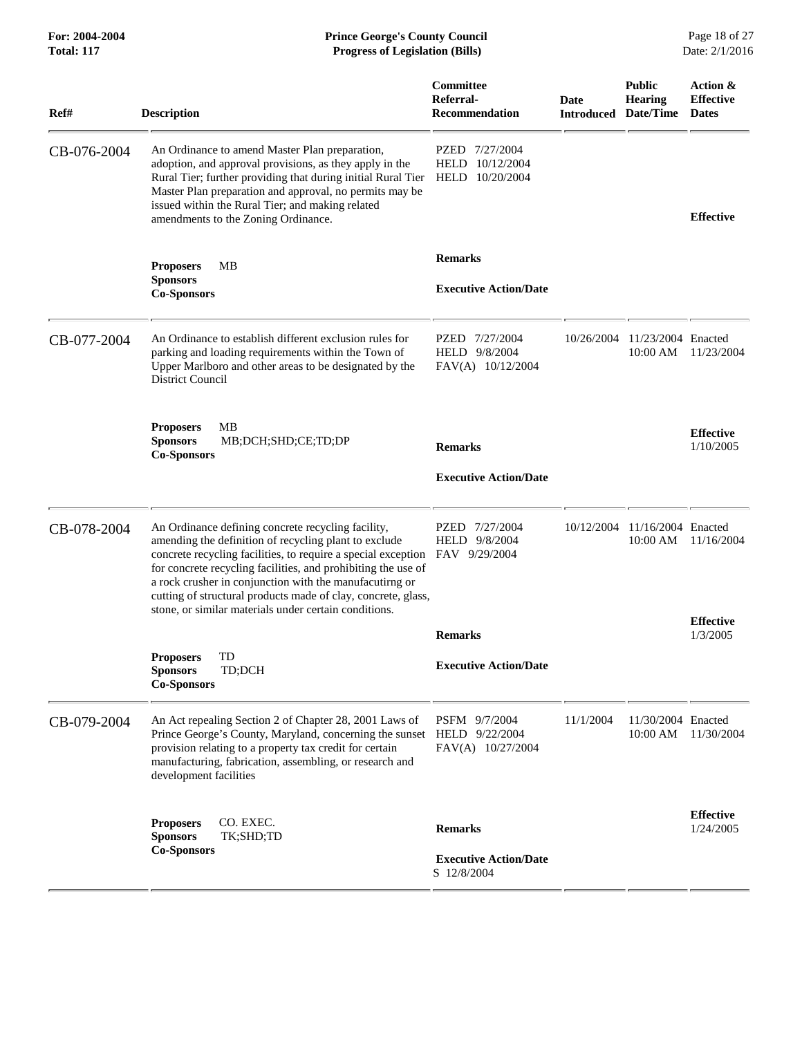| Ref# | Description | Committee Referral-Recommendation | Date Introduced | Public Hearing Date/Time | Action & Effective Dates |
|---|---|---|---|---|---|
| CB-076-2004 | An Ordinance to amend Master Plan preparation, adoption, and approval provisions, as they apply in the Rural Tier; further providing that during initial Rural Tier Master Plan preparation and approval, no permits may be issued within the Rural Tier; and making related amendments to the Zoning Ordinance.<br><br>**Proposers** MB<br>**Sponsors**<br>**Co-Sponsors** | PZED 7/27/2004<br>HELD 10/12/2004<br>HELD 10/20/2004<br><br>**Remarks**<br><br>**Executive Action/Date** | | | **Effective** |
| CB-077-2004 | An Ordinance to establish different exclusion rules for parking and loading requirements within the Town of Upper Marlboro and other areas to be designated by the District Council<br><br>**Proposers** MB<br>**Sponsors** MB;DCH;SHD;CE;TD;DP<br>**Co-Sponsors** | PZED 7/27/2004<br>HELD 9/8/2004<br>FAV(A) 10/12/2004<br><br>**Remarks**<br><br>**Executive Action/Date** | 10/26/2004 | 11/23/2004 10:00 AM | Enacted 11/23/2004<br><br>**Effective** 1/10/2005 |
| CB-078-2004 | An Ordinance defining concrete recycling facility, amending the definition of recycling plant to exclude concrete recycling facilities, to require a special exception for concrete recycling facilities, and prohibiting the use of a rock crusher in conjunction with the manufacutirng or cutting of structural products made of clay, concrete, glass, stone, or similar materials under certain conditions.<br><br>**Proposers** TD<br>**Sponsors** TD;DCH<br>**Co-Sponsors** | PZED 7/27/2004<br>HELD 9/8/2004<br>FAV 9/29/2004<br><br>**Remarks**<br><br>**Executive Action/Date** | 10/12/2004 | 11/16/2004 10:00 AM | Enacted 11/16/2004<br><br>**Effective** 1/3/2005 |
| CB-079-2004 | An Act repealing Section 2 of Chapter 28, 2001 Laws of Prince George's County, Maryland, concerning the sunset provision relating to a property tax credit for certain manufacturing, fabrication, assembling, or research and development facilities<br><br>**Proposers** CO. EXEC.<br>**Sponsors** TK;SHD;TD<br>**Co-Sponsors** | PSFM 9/7/2004<br>HELD 9/22/2004<br>FAV(A) 10/27/2004<br><br>**Remarks**<br><br>**Executive Action/Date**<br>S 12/8/2004 | 11/1/2004 | 11/30/2004 10:00 AM | Enacted 11/30/2004<br><br>**Effective** 1/24/2005 |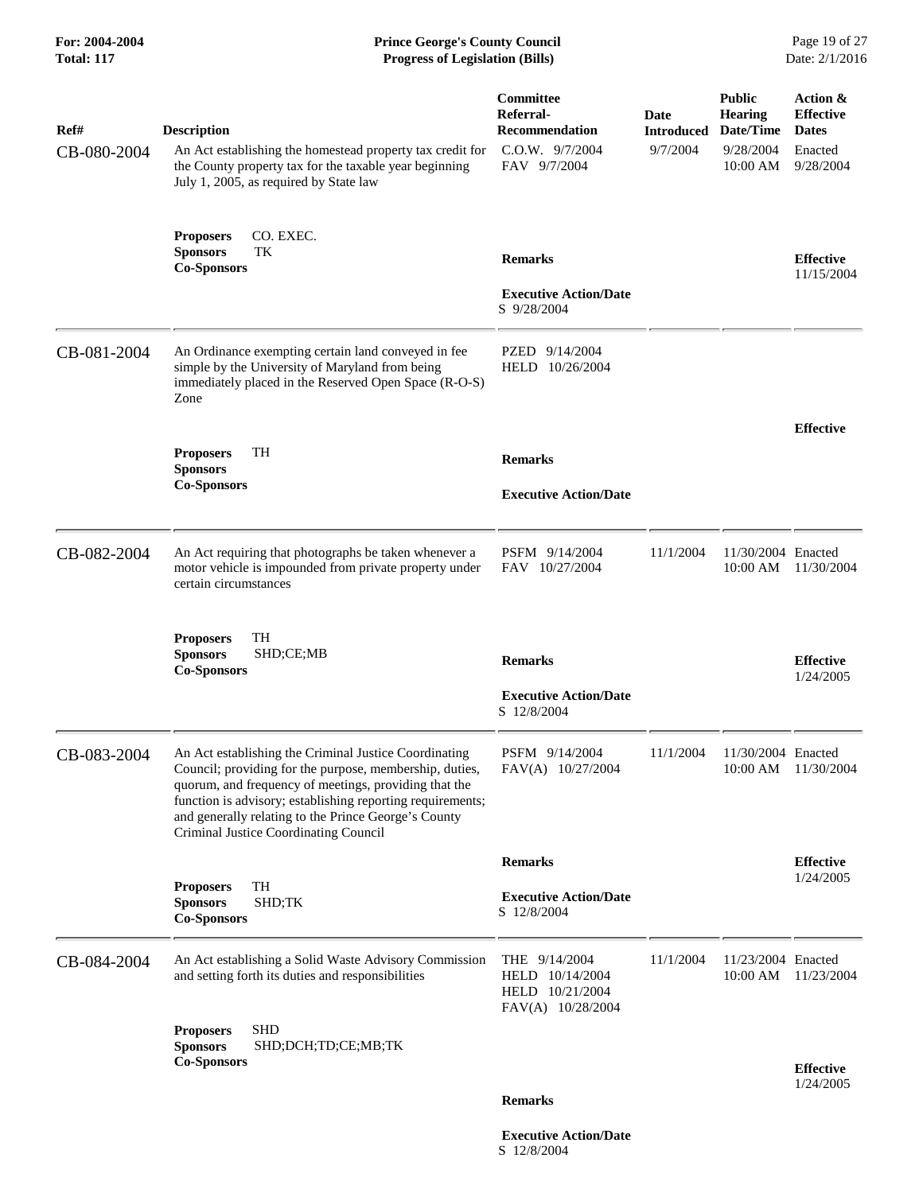| Ref# | Description | Committee Referral-Recommendation | Date Introduced | Public Hearing Date/Time | Action & Effective Dates |
|---|---|---|---|---|---|
| CB-080-2004 | An Act establishing the homestead property tax credit for the County property tax for the taxable year beginning July 1, 2005, as required by State law | C.O.W. 9/7/2004<br>FAV 9/7/2004 | 9/7/2004 | 9/28/2004<br>10:00 AM | Enacted<br>9/28/2004 |
| | **Proposers** CO. EXEC.<br>**Sponsors** TK<br>**Co-Sponsors** | **Remarks**<br><br>**Executive Action/Date**<br>S 9/28/2004 | | | **Effective**<br>11/15/2004 |
| CB-081-2004 | An Ordinance exempting certain land conveyed in fee simple by the University of Maryland from being immediately placed in the Reserved Open Space (R-O-S) Zone | PZED 9/14/2004<br>HELD 10/26/2004 | | | |
| | **Proposers** TH<br>**Sponsors**<br>**Co-Sponsors** | **Remarks**<br><br>**Executive Action/Date** | | | **Effective** |
| CB-082-2004 | An Act requiring that photographs be taken whenever a motor vehicle is impounded from private property under certain circumstances | PSFM 9/14/2004<br>FAV 10/27/2004 | 11/1/2004 | 11/30/2004<br>10:00 AM | Enacted<br>11/30/2004 |
| | **Proposers** TH<br>**Sponsors** SHD;CE;MB<br>**Co-Sponsors** | **Remarks**<br><br>**Executive Action/Date**<br>S 12/8/2004 | | | **Effective**<br>1/24/2005 |
| CB-083-2004 | An Act establishing the Criminal Justice Coordinating Council; providing for the purpose, membership, duties, quorum, and frequency of meetings, providing that the function is advisory; establishing reporting requirements; and generally relating to the Prince George's County Criminal Justice Coordinating Council | PSFM 9/14/2004<br>FAV(A) 10/27/2004 | 11/1/2004 | 11/30/2004<br>10:00 AM | Enacted<br>11/30/2004 |
| | **Proposers** TH<br>**Sponsors** SHD;TK<br>**Co-Sponsors** | **Remarks**<br><br>**Executive Action/Date**<br>S 12/8/2004 | | | **Effective**<br>1/24/2005 |
| CB-084-2004 | An Act establishing a Solid Waste Advisory Commission and setting forth its duties and responsibilities | THE 9/14/2004<br>HELD 10/14/2004<br>HELD 10/21/2004<br>FAV(A) 10/28/2004 | 11/1/2004 | 11/23/2004<br>10:00 AM | Enacted<br>11/23/2004 |
| | **Proposers** SHD<br>**Sponsors** SHD;DCH;TD;CE;MB;TK<br>**Co-Sponsors** | **Remarks**<br><br>**Executive Action/Date**<br>S 12/8/2004 | | | **Effective**<br>1/24/2005 |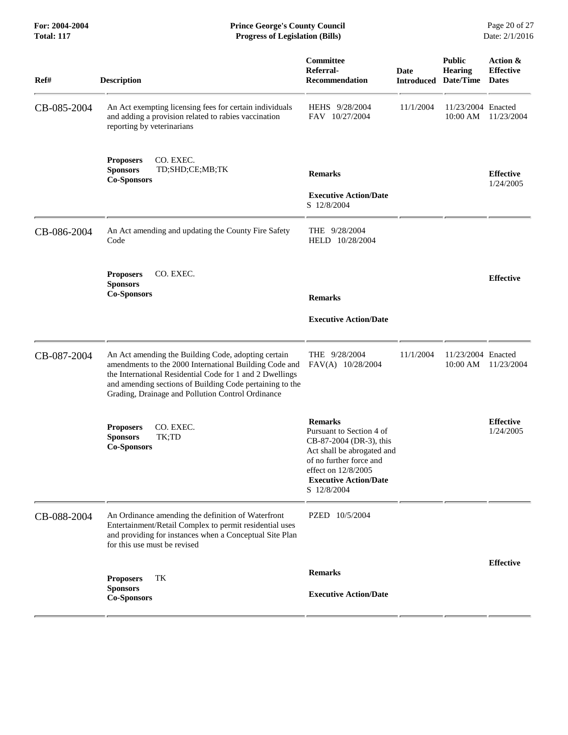| Ref# | Description | Committee Referral-Recommendation | Date Introduced | Public Hearing Date/Time | Action & Effective Dates |
|---|---|---|---|---|---|
| CB-085-2004 | An Act exempting licensing fees for certain individuals and adding a provision related to rabies vaccination reporting by veterinarians | HEHS 9/28/2004<br>FAV 10/27/2004 | 11/1/2004 | 11/23/2004 10:00 AM | Enacted 11/23/2004 |
| | **Proposers** CO. EXEC.<br>**Sponsors** TD;SHD;CE;MB;TK<br>**Co-Sponsors** | **Remarks**<br><br>**Executive Action/Date**<br>S 12/8/2004 | | | **Effective** 1/24/2005 |
| CB-086-2004 | An Act amending and updating the County Fire Safety Code | THE 9/28/2004<br>HELD 10/28/2004 | | | |
| | **Proposers** CO. EXEC.<br>**Sponsors**<br>**Co-Sponsors** | **Remarks**<br><br>**Executive Action/Date** | | | **Effective** |
| CB-087-2004 | An Act amending the Building Code, adopting certain amendments to the 2000 International Building Code and the International Residential Code for 1 and 2 Dwellings and amending sections of Building Code pertaining to the Grading, Drainage and Pollution Control Ordinance | THE 9/28/2004<br>FAV(A) 10/28/2004 | 11/1/2004 | 11/23/2004 10:00 AM | Enacted 11/23/2004 |
| | **Proposers** CO. EXEC.<br>**Sponsors** TK;TD<br>**Co-Sponsors** | **Remarks**<br>Pursuant to Section 4 of CB-87-2004 (DR-3), this Act shall be abrogated and of no further force and effect on 12/8/2005<br>**Executive Action/Date**<br>S 12/8/2004 | | | **Effective** 1/24/2005 |
| CB-088-2004 | An Ordinance amending the definition of Waterfront Entertainment/Retail Complex to permit residential uses and providing for instances when a Conceptual Site Plan for this use must be revised | PZED 10/5/2004 | | | |
| | **Proposers** TK<br>**Sponsors**<br>**Co-Sponsors** | **Remarks**<br><br>**Executive Action/Date** | | | **Effective** |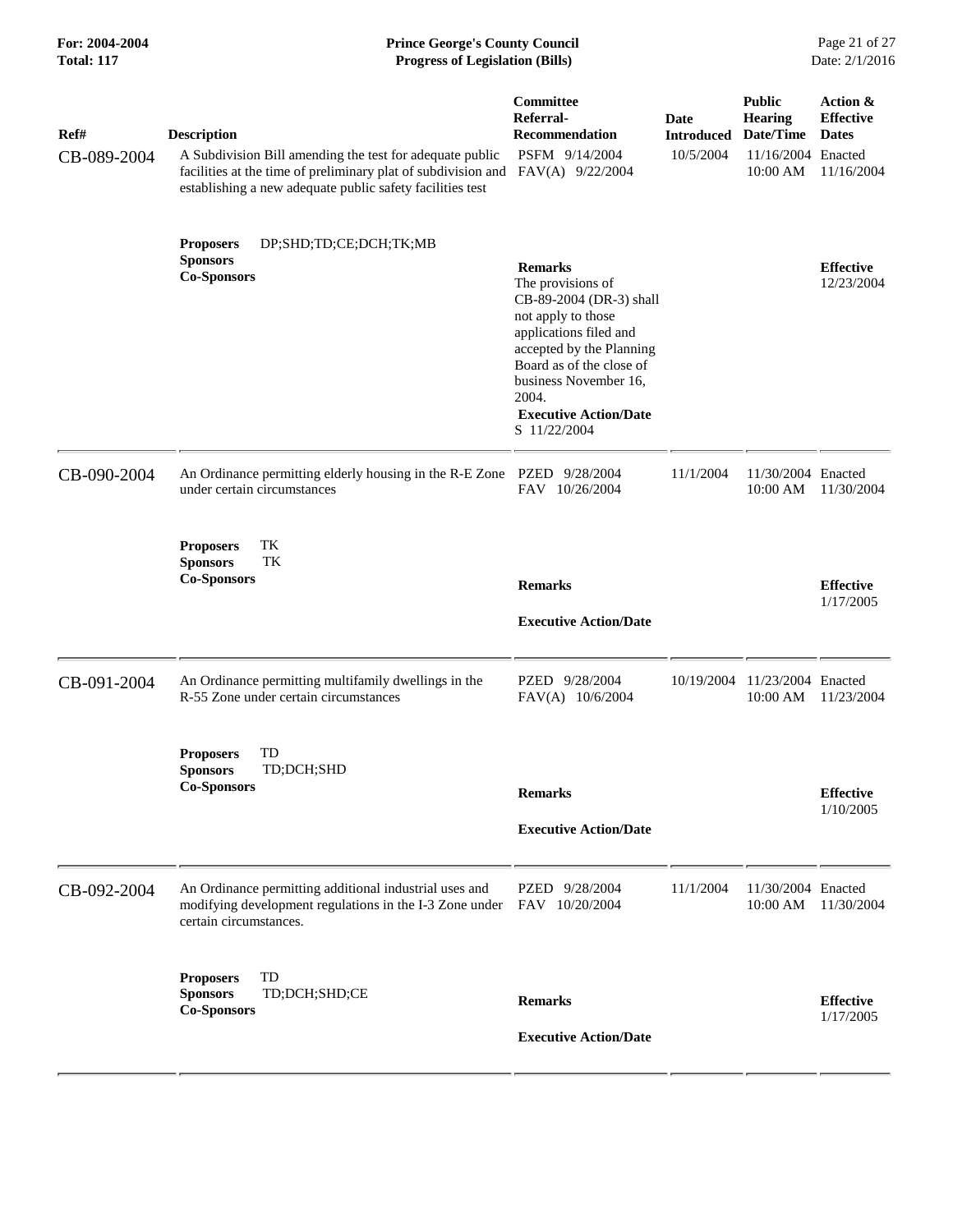| Ref# | Description | Committee Referral-Recommendation | Date Introduced | Public Hearing Date/Time | Action & Effective Dates |
|---|---|---|---|---|---|
| CB-089-2004 | A Subdivision Bill amending the test for adequate public facilities at the time of preliminary plat of subdivision and establishing a new adequate public safety facilities test | PSFM 9/14/2004<br>FAV(A) 9/22/2004 | 10/5/2004 | 11/16/2004<br>10:00 AM | Enacted<br>11/16/2004 |
| | **Proposers** DP;SHD;TD;CE;DCH;TK;MB<br>**Sponsors**<br>**Co-Sponsors** | **Remarks**<br>The provisions of CB-89-2004 (DR-3) shall not apply to those applications filed and accepted by the Planning Board as of the close of business November 16, 2004.<br>**Executive Action/Date**<br>S 11/22/2004 | | | **Effective**<br>12/23/2004 |
| CB-090-2004 | An Ordinance permitting elderly housing in the R-E Zone under certain circumstances | PZED 9/28/2004<br>FAV 10/26/2004 | 11/1/2004 | 11/30/2004<br>10:00 AM | Enacted<br>11/30/2004 |
| | **Proposers** TK<br>**Sponsors** TK<br>**Co-Sponsors** | **Remarks**<br>**Executive Action/Date** | | | **Effective**<br>1/17/2005 |
| CB-091-2004 | An Ordinance permitting multifamily dwellings in the R-55 Zone under certain circumstances | PZED 9/28/2004<br>FAV(A) 10/6/2004 | 10/19/2004 | 11/23/2004<br>10:00 AM | Enacted<br>11/23/2004 |
| | **Proposers** TD<br>**Sponsors** TD;DCH;SHD<br>**Co-Sponsors** | **Remarks**<br>**Executive Action/Date** | | | **Effective**<br>1/10/2005 |
| CB-092-2004 | An Ordinance permitting additional industrial uses and modifying development regulations in the I-3 Zone under certain circumstances. | PZED 9/28/2004<br>FAV 10/20/2004 | 11/1/2004 | 11/30/2004<br>10:00 AM | Enacted<br>11/30/2004 |
| | **Proposers** TD<br>**Sponsors** TD;DCH;SHD;CE<br>**Co-Sponsors** | **Remarks**<br>**Executive Action/Date** | | | **Effective**<br>1/17/2005 |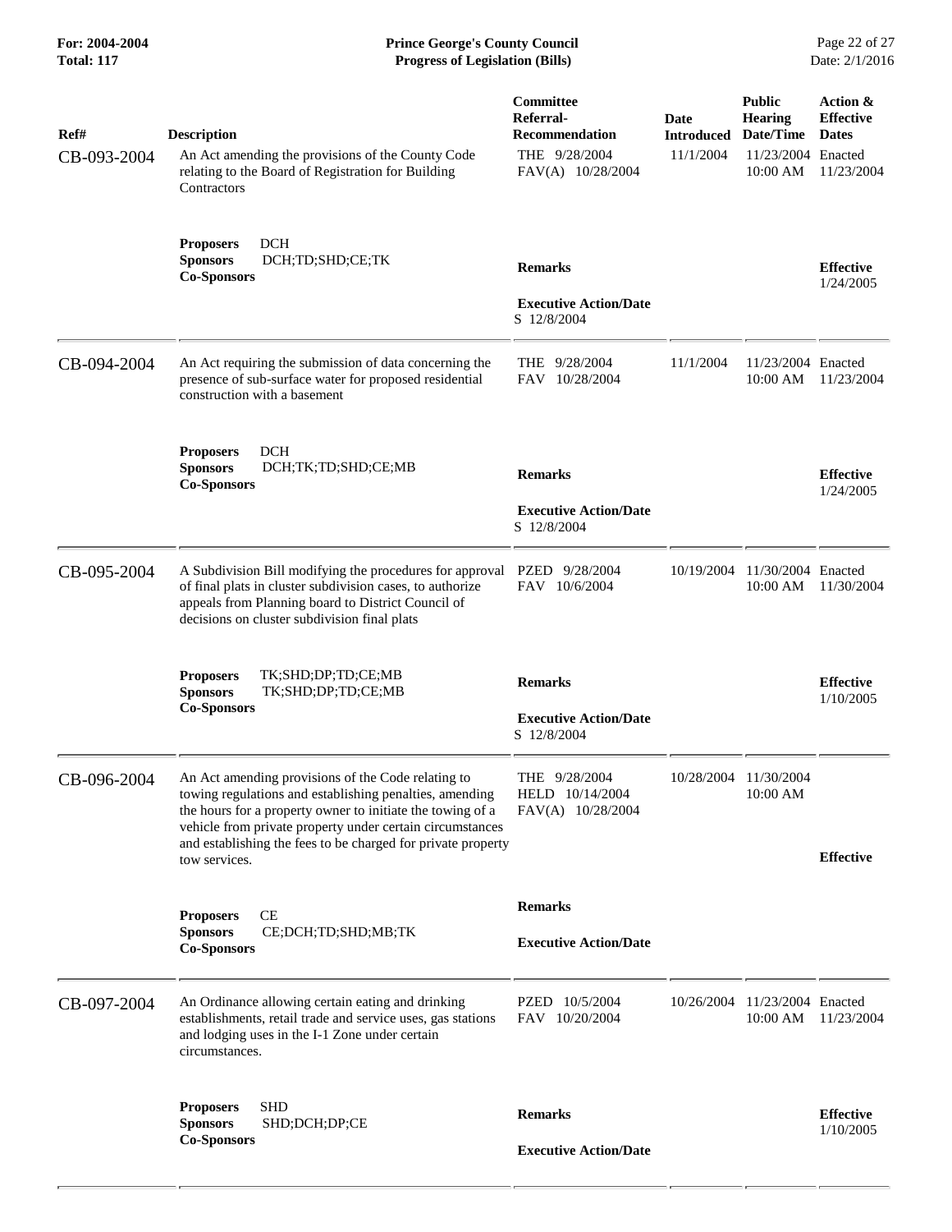| Ref# | Description | Committee Referral-Recommendation | Date Introduced | Public Hearing Date/Time | Action & Effective Dates |
|---|---|---|---|---|---|
| CB-093-2004 | An Act amending the provisions of the County Code relating to the Board of Registration for Building Contractors | THE 9/28/2004<br>FAV(A) 10/28/2004 | 11/1/2004 | 11/23/2004<br>10:00 AM | Enacted<br>11/23/2004 |
| | **Proposers** DCH<br>**Sponsors** DCH;TD;SHD;CE;TK<br>**Co-Sponsors** | **Remarks**<br><br>**Executive Action/Date**<br>S 12/8/2004 | | | **Effective**<br>1/24/2005 |
| CB-094-2004 | An Act requiring the submission of data concerning the presence of sub-surface water for proposed residential construction with a basement | THE 9/28/2004<br>FAV 10/28/2004 | 11/1/2004 | 11/23/2004<br>10:00 AM | Enacted<br>11/23/2004 |
| | **Proposers** DCH<br>**Sponsors** DCH;TK;TD;SHD;CE;MB<br>**Co-Sponsors** | **Remarks**<br><br>**Executive Action/Date**<br>S 12/8/2004 | | | **Effective**<br>1/24/2005 |
| CB-095-2004 | A Subdivision Bill modifying the procedures for approval of final plats in cluster subdivision cases, to authorize appeals from Planning board to District Council of decisions on cluster subdivision final plats | PZED 9/28/2004<br>FAV 10/6/2004 | 10/19/2004 | 11/30/2004<br>10:00 AM | Enacted<br>11/30/2004 |
| | **Proposers** TK;SHD;DP;TD;CE;MB<br>**Sponsors** TK;SHD;DP;TD;CE;MB<br>**Co-Sponsors** | **Remarks**<br><br>**Executive Action/Date**<br>S 12/8/2004 | | | **Effective**<br>1/10/2005 |
| CB-096-2004 | An Act amending provisions of the Code relating to towing regulations and establishing penalties, amending the hours for a property owner to initiate the towing of a vehicle from private property under certain circumstances and establishing the fees to be charged for private property tow services. | THE 9/28/2004<br>HELD 10/14/2004<br>FAV(A) 10/28/2004 | 10/28/2004 | 11/30/2004<br>10:00 AM | **Effective** |
| | **Proposers** CE<br>**Sponsors** CE;DCH;TD;SHD;MB;TK<br>**Co-Sponsors** | **Remarks**<br><br>**Executive Action/Date** | | | |
| CB-097-2004 | An Ordinance allowing certain eating and drinking establishments, retail trade and service uses, gas stations and lodging uses in the I-1 Zone under certain circumstances. | PZED 10/5/2004<br>FAV 10/20/2004 | 10/26/2004 | 11/23/2004<br>10:00 AM | Enacted<br>11/23/2004 |
| | **Proposers** SHD<br>**Sponsors** SHD;DCH;DP;CE<br>**Co-Sponsors** | **Remarks**<br><br>**Executive Action/Date** | | | **Effective**<br>1/10/2005 |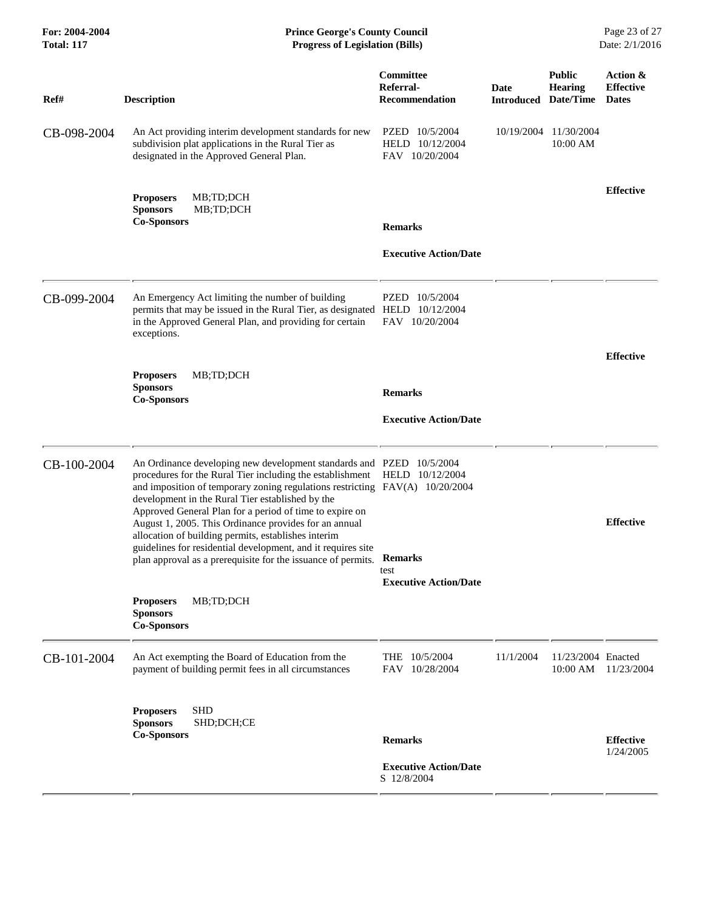| Ref# | Description | Committee Referral-Recommendation | Date Introduced | Public Hearing Date/Time | Action & Effective Dates |
|---|---|---|---|---|---|
| CB-098-2004 | An Act providing interim development standards for new subdivision plat applications in the Rural Tier as designated in the Approved General Plan.<br><br>**Proposers** MB;TD;DCH<br>**Sponsors** MB;TD;DCH<br>**Co-Sponsors** | PZED 10/5/2004<br>HELD 10/12/2004<br>FAV 10/20/2004<br><br>**Remarks**<br><br>**Executive Action/Date** | 10/19/2004 | 11/30/2004<br>10:00 AM | **Effective** |
| CB-099-2004 | An Emergency Act limiting the number of building permits that may be issued in the Rural Tier, as designated in the Approved General Plan, and providing for certain exceptions.<br><br>**Proposers** MB;TD;DCH<br>**Sponsors**<br>**Co-Sponsors** | PZED 10/5/2004<br>HELD 10/12/2004<br>FAV 10/20/2004<br><br>**Remarks**<br><br>**Executive Action/Date** | | | **Effective** |
| CB-100-2004 | An Ordinance developing new development standards and procedures for the Rural Tier including the establishment and imposition of temporary zoning regulations restricting development in the Rural Tier established by the Approved General Plan for a period of time to expire on August 1, 2005. This Ordinance provides for an annual allocation of building permits, establishes interim guidelines for residential development, and it requires site plan approval as a prerequisite for the issuance of permits.<br><br>**Proposers** MB;TD;DCH<br>**Sponsors**<br>**Co-Sponsors** | PZED 10/5/2004<br>HELD 10/12/2004<br>FAV(A) 10/20/2004<br><br>**Remarks**<br>test<br>**Executive Action/Date** | | | **Effective** |
| CB-101-2004 | An Act exempting the Board of Education from the payment of building permit fees in all circumstances<br><br>**Proposers** SHD<br>**Sponsors** SHD;DCH;CE<br>**Co-Sponsors** | THE 10/5/2004<br>FAV 10/28/2004<br><br>**Remarks**<br><br>**Executive Action/Date**<br>S 12/8/2004 | 11/1/2004 | 11/23/2004<br>10:00 AM | Enacted<br>11/23/2004<br><br>**Effective**<br>1/24/2005 |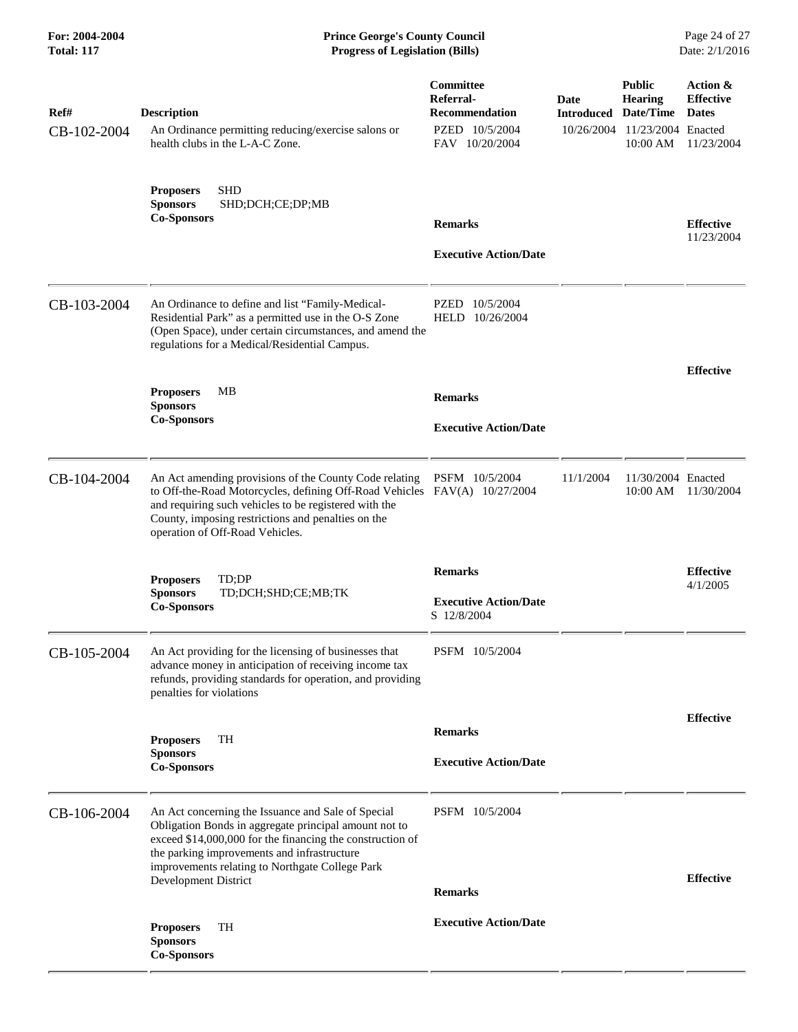| Ref# | Description | Committee Referral-Recommendation | Date Introduced | Public Hearing Date/Time | Action & Effective Dates |
|---|---|---|---|---|---|
| CB-102-2004 | An Ordinance permitting reducing/exercise salons or health clubs in the L-A-C Zone.<br><br>**Proposers** SHD<br>**Sponsors** SHD;DCH;CE;DP;MB<br>**Co-Sponsors** | PZED 10/5/2004<br>FAV 10/20/2004<br><br>**Remarks**<br><br>**Executive Action/Date** | 10/26/2004 | 11/23/2004<br>10:00 AM | Enacted<br>11/23/2004<br><br>**Effective**<br>11/23/2004 |
| CB-103-2004 | An Ordinance to define and list "Family-Medical-Residential Park" as a permitted use in the O-S Zone (Open Space), under certain circumstances, and amend the regulations for a Medical/Residential Campus.<br><br>**Proposers** MB<br>**Sponsors**<br>**Co-Sponsors** | PZED 10/5/2004<br>HELD 10/26/2004<br><br>**Remarks**<br><br>**Executive Action/Date** | | | **Effective** |
| CB-104-2004 | An Act amending provisions of the County Code relating to Off-the-Road Motorcycles, defining Off-Road Vehicles and requiring such vehicles to be registered with the County, imposing restrictions and penalties on the operation of Off-Road Vehicles.<br><br>**Proposers** TD;DP<br>**Sponsors** TD;DCH;SHD;CE;MB;TK<br>**Co-Sponsors** | PSFM 10/5/2004<br>FAV(A) 10/27/2004<br><br>**Remarks**<br><br>**Executive Action/Date**<br>S 12/8/2004 | 11/1/2004 | 11/30/2004<br>10:00 AM | Enacted<br>11/30/2004<br><br>**Effective**<br>4/1/2005 |
| CB-105-2004 | An Act providing for the licensing of businesses that advance money in anticipation of receiving income tax refunds, providing standards for operation, and providing penalties for violations<br><br>**Proposers** TH<br>**Sponsors**<br>**Co-Sponsors** | PSFM 10/5/2004<br><br>**Remarks**<br><br>**Executive Action/Date** | | | **Effective** |
| CB-106-2004 | An Act concerning the Issuance and Sale of Special Obligation Bonds in aggregate principal amount not to exceed $14,000,000 for the financing the construction of the parking improvements and infrastructure improvements relating to Northgate College Park Development District<br><br>**Proposers** TH<br>**Sponsors**<br>**Co-Sponsors** | PSFM 10/5/2004<br><br>**Remarks**<br><br>**Executive Action/Date** | | | **Effective** |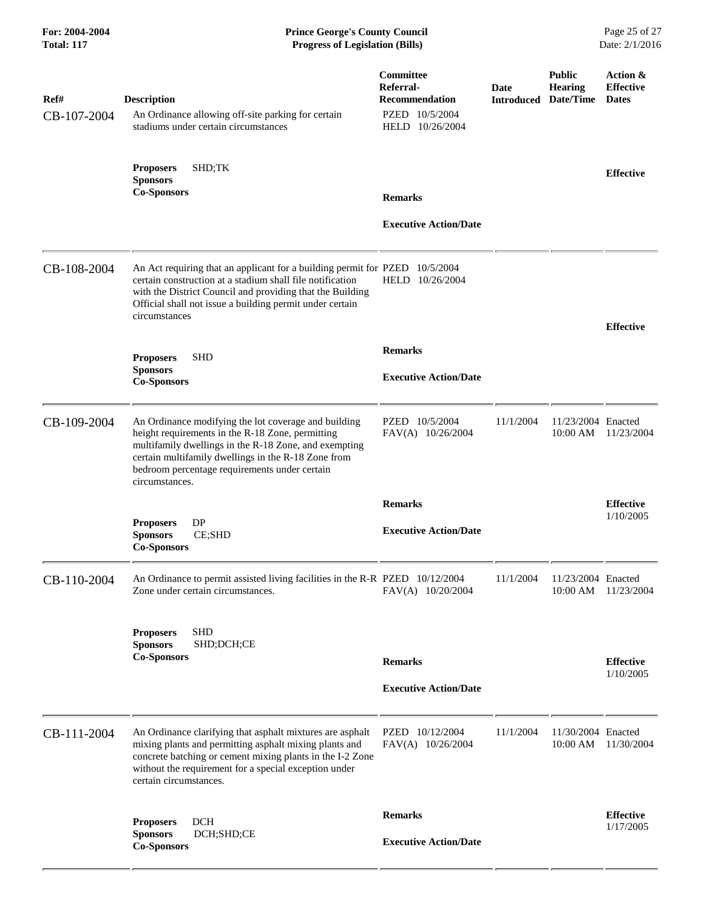| Ref# | Description | Committee Referral-Recommendation | Date Introduced | Public Hearing Date/Time | Action & Effective Dates |
|---|---|---|---|---|---|
| CB-107-2004 | An Ordinance allowing off-site parking for certain stadiums under certain circumstances<br><br>**Proposers** SHD;TK<br>**Sponsors**<br>**Co-Sponsors** | PZED 10/5/2004<br>HELD 10/26/2004<br><br>**Remarks**<br><br>**Executive Action/Date** | | | **Effective** |
| CB-108-2004 | An Act requiring that an applicant for a building permit for certain construction at a stadium shall file notification with the District Council and providing that the Building Official shall not issue a building permit under certain circumstances<br><br>**Proposers** SHD<br>**Sponsors**<br>**Co-Sponsors** | PZED 10/5/2004<br>HELD 10/26/2004<br><br>**Remarks**<br><br>**Executive Action/Date** | | | **Effective** |
| CB-109-2004 | An Ordinance modifying the lot coverage and building height requirements in the R-18 Zone, permitting multifamily dwellings in the R-18 Zone, and exempting certain multifamily dwellings in the R-18 Zone from bedroom percentage requirements under certain circumstances.<br><br>**Proposers** DP<br>**Sponsors** CE;SHD<br>**Co-Sponsors** | PZED 10/5/2004<br>FAV(A) 10/26/2004<br><br>**Remarks**<br><br>**Executive Action/Date** | 11/1/2004 | 11/23/2004 10:00 AM | Enacted 11/23/2004<br><br>**Effective** 1/10/2005 |
| CB-110-2004 | An Ordinance to permit assisted living facilities in the R-R Zone under certain circumstances.<br><br>**Proposers** SHD<br>**Sponsors** SHD;DCH;CE<br>**Co-Sponsors** | PZED 10/12/2004<br>FAV(A) 10/20/2004<br><br>**Remarks**<br><br>**Executive Action/Date** | 11/1/2004 | 11/23/2004 10:00 AM | Enacted 11/23/2004<br><br>**Effective** 1/10/2005 |
| CB-111-2004 | An Ordinance clarifying that asphalt mixtures are asphalt mixing plants and permitting asphalt mixing plants and concrete batching or cement mixing plants in the I-2 Zone without the requirement for a special exception under certain circumstances.<br><br>**Proposers** DCH<br>**Sponsors** DCH;SHD;CE<br>**Co-Sponsors** | PZED 10/12/2004<br>FAV(A) 10/26/2004<br><br>**Remarks**<br><br>**Executive Action/Date** | 11/1/2004 | 11/30/2004 10:00 AM | Enacted 11/30/2004<br><br>**Effective** 1/17/2005 |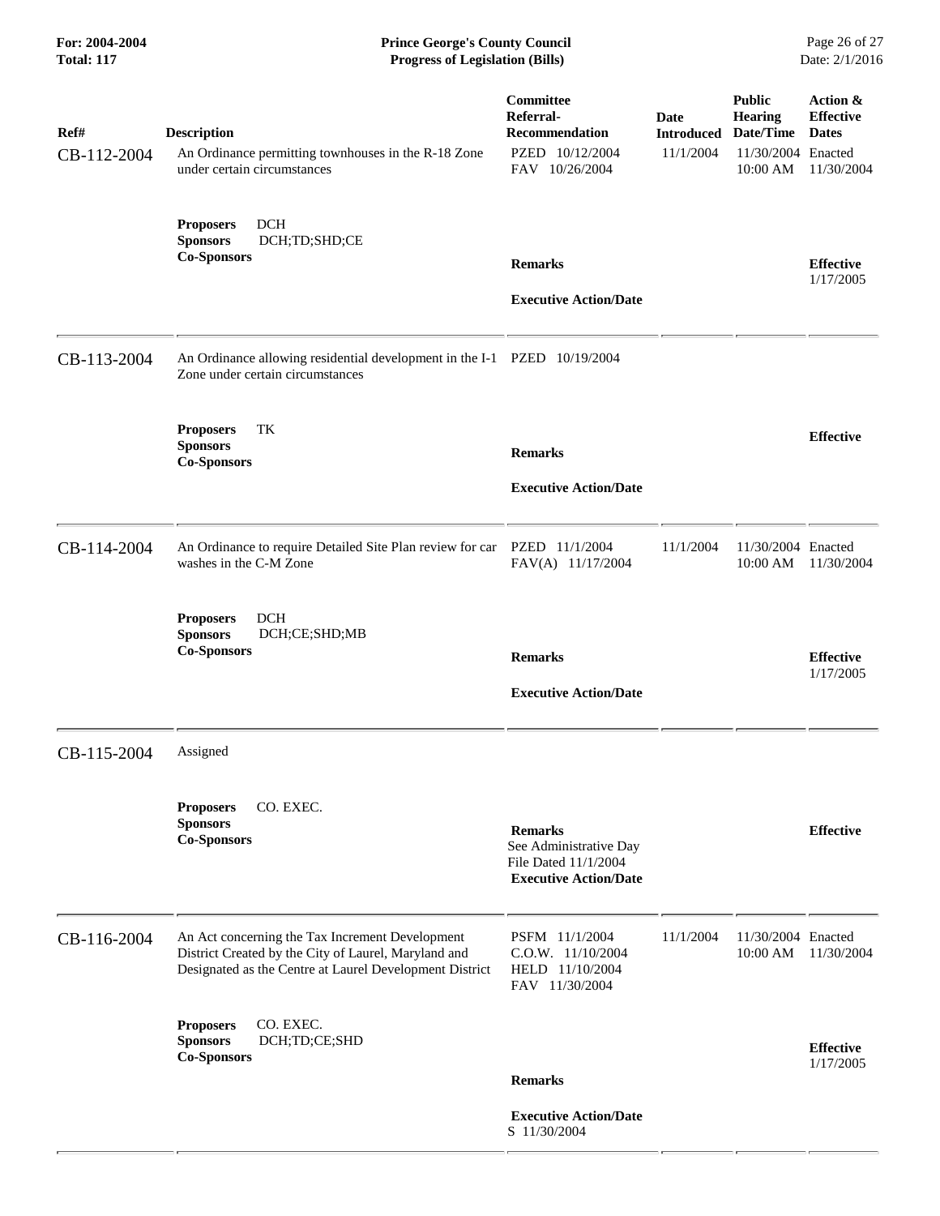| Ref# | Description | Committee Referral-Recommendation | Date Introduced | Public Hearing Date/Time | Action & Effective Dates |
|---|---|---|---|---|---|
| CB-112-2004 | An Ordinance permitting townhouses in the R-18 Zone under certain circumstances<br><br>**Proposers** DCH<br>**Sponsors** DCH;TD;SHD;CE<br>**Co-Sponsors** | PZED 10/12/2004<br>FAV 10/26/2004<br><br>**Remarks**<br><br>**Executive Action/Date** | 11/1/2004 | 11/30/2004<br>10:00 AM | Enacted<br>11/30/2004<br><br>**Effective**<br>1/17/2005 |
| CB-113-2004 | An Ordinance allowing residential development in the I-1 Zone under certain circumstances<br><br>**Proposers** TK<br>**Sponsors**<br>**Co-Sponsors** | PZED 10/19/2004<br><br>**Remarks**<br><br>**Executive Action/Date** | | | **Effective** |
| CB-114-2004 | An Ordinance to require Detailed Site Plan review for car washes in the C-M Zone<br><br>**Proposers** DCH<br>**Sponsors** DCH;CE;SHD;MB<br>**Co-Sponsors** | PZED 11/1/2004<br>FAV(A) 11/17/2004<br><br>**Remarks**<br><br>**Executive Action/Date** | 11/1/2004 | 11/30/2004<br>10:00 AM | Enacted<br>11/30/2004<br><br>**Effective**<br>1/17/2005 |
| CB-115-2004 | Assigned<br><br>**Proposers** CO. EXEC.<br>**Sponsors**<br>**Co-Sponsors** | **Remarks**<br>See Administrative Day File Dated 11/1/2004<br>**Executive Action/Date** | | | **Effective** |
| CB-116-2004 | An Act concerning the Tax Increment Development District Created by the City of Laurel, Maryland and Designated as the Centre at Laurel Development District<br><br>**Proposers** CO. EXEC.<br>**Sponsors** DCH;TD;CE;SHD<br>**Co-Sponsors** | PSFM 11/1/2004<br>C.O.W. 11/10/2004<br>HELD 11/10/2004<br>FAV 11/30/2004<br><br>**Remarks**<br><br>**Executive Action/Date**<br>S 11/30/2004 | 11/1/2004 | 11/30/2004<br>10:00 AM | Enacted<br>11/30/2004<br><br>**Effective**<br>1/17/2005 |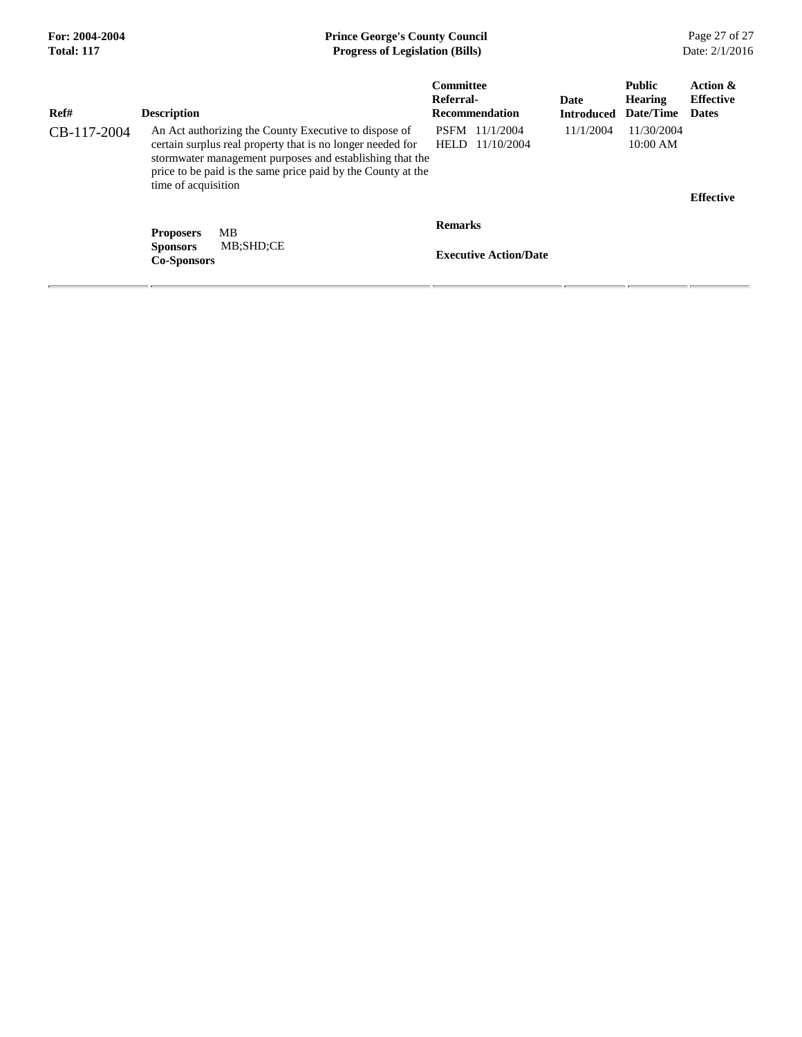**For: 2004-2004**
**Total: 117**

**Prince George's County Council**
**Progress of Legislation (Bills)**

Date: 2/1/2016

| Ref# | Description | Committee Referral-Recommendation | Date Introduced | Public Hearing Date/Time | Action & Effective Dates |
|---|---|---|---|---|---|
| CB-117-2004 | An Act authorizing the County Executive to dispose of certain surplus real property that is no longer needed for stormwater management purposes and establishing that the price to be paid is the same price paid by the County at the time of acquisition | PSFM 11/1/2004<br>HELD 11/10/2004 | 11/1/2004 | 11/30/2004 10:00 AM | **Effective** |
| | **Proposers** MB<br>**Sponsors** MB;SHD;CE<br>**Co-Sponsors** | **Remarks**<br><br>**Executive Action/Date** | | | |